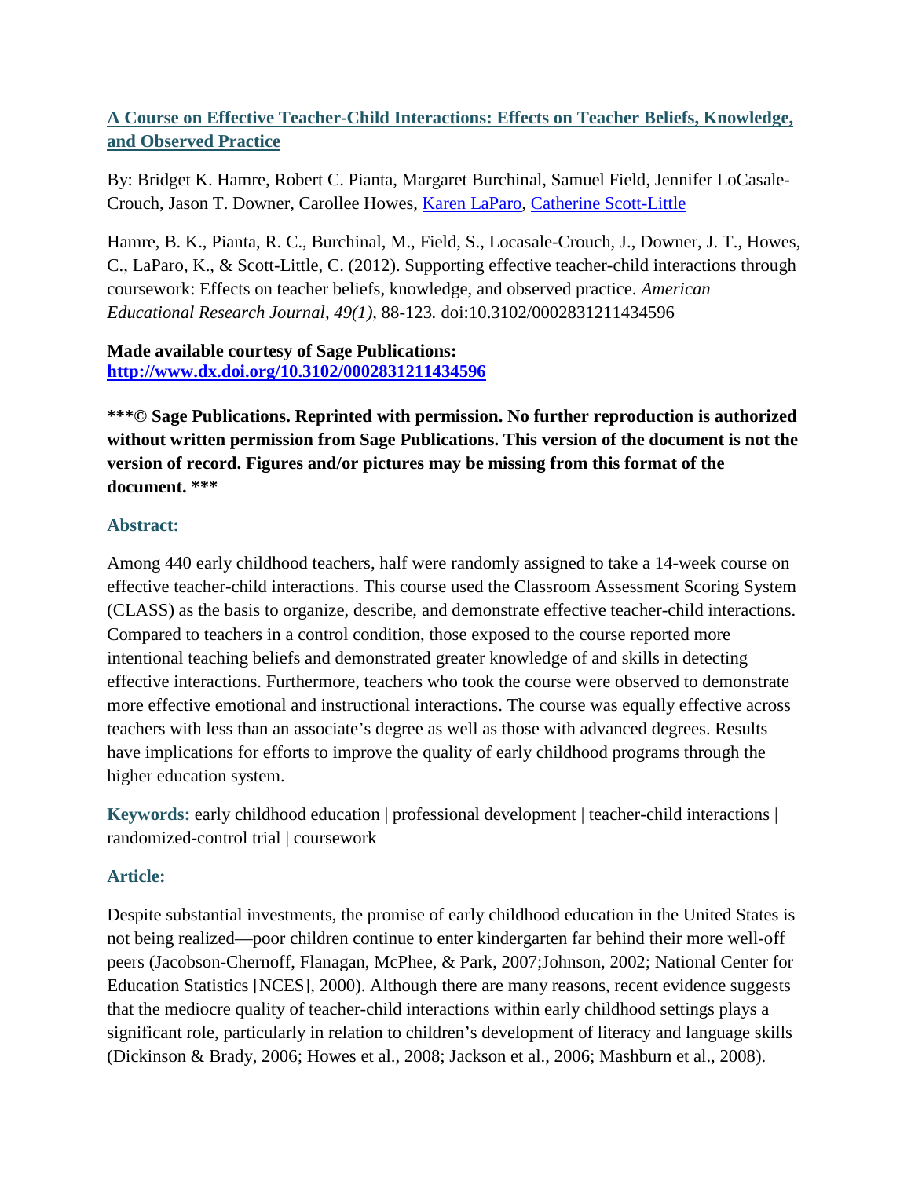## [A Course on Effective Teacher-Child Interactions: Effects on Teacher Beliefs, Knowledge, and Observed Practice]()

By: Bridget K. Hamre, Robert C. Pianta, Margaret Burchinal, Samuel Field, Jennifer LoCasale-Crouch, Jason T. Downer, Carollee Howes, [Karen LaParo](), [Catherine Scott-Little]()

Hamre, B. K., Pianta, R. C., Burchinal, M., Field, S., Locasale-Crouch, J., Downer, J. T., Howes, C., LaParo, K., & Scott-Little, C. (2012). Supporting effective teacher-child interactions through coursework: Effects on teacher beliefs, knowledge, and observed practice. *American Educational Research Journal, 49(1),* 88-123*.* doi:10.3102/0002831211434596

**Made available courtesy of Sage Publications:**
**[http://www.dx.doi.org/10.3102/0002831211434596](http://www.dx.doi.org/10.3102/0002831211434596)**

**\*\*\*© Sage Publications. Reprinted with permission. No further reproduction is authorized without written permission from Sage Publications. This version of the document is not the version of record. Figures and/or pictures may be missing from this format of the document. \*\*\***

### Abstract:

Among 440 early childhood teachers, half were randomly assigned to take a 14-week course on effective teacher-child interactions. This course used the Classroom Assessment Scoring System (CLASS) as the basis to organize, describe, and demonstrate effective teacher-child interactions. Compared to teachers in a control condition, those exposed to the course reported more intentional teaching beliefs and demonstrated greater knowledge of and skills in detecting effective interactions. Furthermore, teachers who took the course were observed to demonstrate more effective emotional and instructional interactions. The course was equally effective across teachers with less than an associate's degree as well as those with advanced degrees. Results have implications for efforts to improve the quality of early childhood programs through the higher education system.

**Keywords:** early childhood education | professional development | teacher-child interactions | randomized-control trial | coursework

### Article:

Despite substantial investments, the promise of early childhood education in the United States is not being realized—poor children continue to enter kindergarten far behind their more well-off peers (Jacobson-Chernoff, Flanagan, McPhee, & Park, 2007;Johnson, 2002; National Center for Education Statistics [NCES], 2000). Although there are many reasons, recent evidence suggests that the mediocre quality of teacher-child interactions within early childhood settings plays a significant role, particularly in relation to children's development of literacy and language skills (Dickinson & Brady, 2006; Howes et al., 2008; Jackson et al., 2006; Mashburn et al., 2008).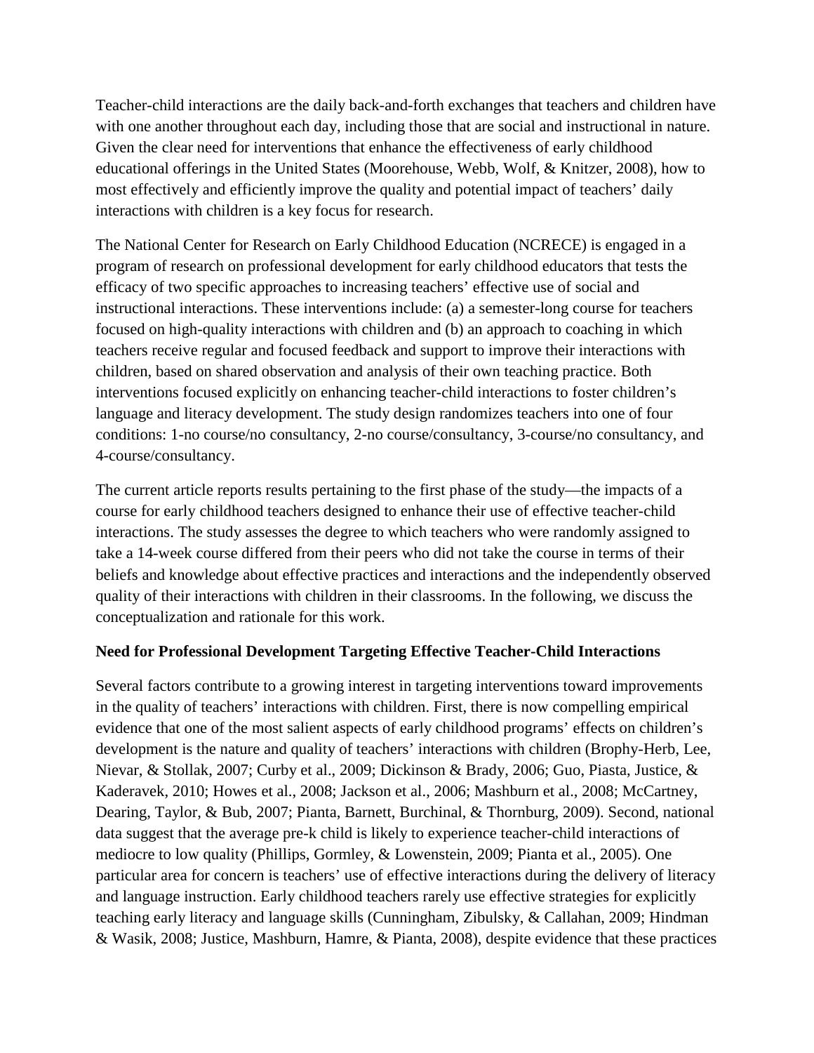Teacher-child interactions are the daily back-and-forth exchanges that teachers and children have with one another throughout each day, including those that are social and instructional in nature. Given the clear need for interventions that enhance the effectiveness of early childhood educational offerings in the United States (Moorehouse, Webb, Wolf, & Knitzer, 2008), how to most effectively and efficiently improve the quality and potential impact of teachers' daily interactions with children is a key focus for research.

The National Center for Research on Early Childhood Education (NCRECE) is engaged in a program of research on professional development for early childhood educators that tests the efficacy of two specific approaches to increasing teachers' effective use of social and instructional interactions. These interventions include: (a) a semester-long course for teachers focused on high-quality interactions with children and (b) an approach to coaching in which teachers receive regular and focused feedback and support to improve their interactions with children, based on shared observation and analysis of their own teaching practice. Both interventions focused explicitly on enhancing teacher-child interactions to foster children's language and literacy development. The study design randomizes teachers into one of four conditions: 1-no course/no consultancy, 2-no course/consultancy, 3-course/no consultancy, and 4-course/consultancy.

The current article reports results pertaining to the first phase of the study—the impacts of a course for early childhood teachers designed to enhance their use of effective teacher-child interactions. The study assesses the degree to which teachers who were randomly assigned to take a 14-week course differed from their peers who did not take the course in terms of their beliefs and knowledge about effective practices and interactions and the independently observed quality of their interactions with children in their classrooms. In the following, we discuss the conceptualization and rationale for this work.

**Need for Professional Development Targeting Effective Teacher-Child Interactions**

Several factors contribute to a growing interest in targeting interventions toward improvements in the quality of teachers' interactions with children. First, there is now compelling empirical evidence that one of the most salient aspects of early childhood programs' effects on children's development is the nature and quality of teachers' interactions with children (Brophy-Herb, Lee, Nievar, & Stollak, 2007; Curby et al., 2009; Dickinson & Brady, 2006; Guo, Piasta, Justice, & Kaderavek, 2010; Howes et al., 2008; Jackson et al., 2006; Mashburn et al., 2008; McCartney, Dearing, Taylor, & Bub, 2007; Pianta, Barnett, Burchinal, & Thornburg, 2009). Second, national data suggest that the average pre-k child is likely to experience teacher-child interactions of mediocre to low quality (Phillips, Gormley, & Lowenstein, 2009; Pianta et al., 2005). One particular area for concern is teachers' use of effective interactions during the delivery of literacy and language instruction. Early childhood teachers rarely use effective strategies for explicitly teaching early literacy and language skills (Cunningham, Zibulsky, & Callahan, 2009; Hindman & Wasik, 2008; Justice, Mashburn, Hamre, & Pianta, 2008), despite evidence that these practices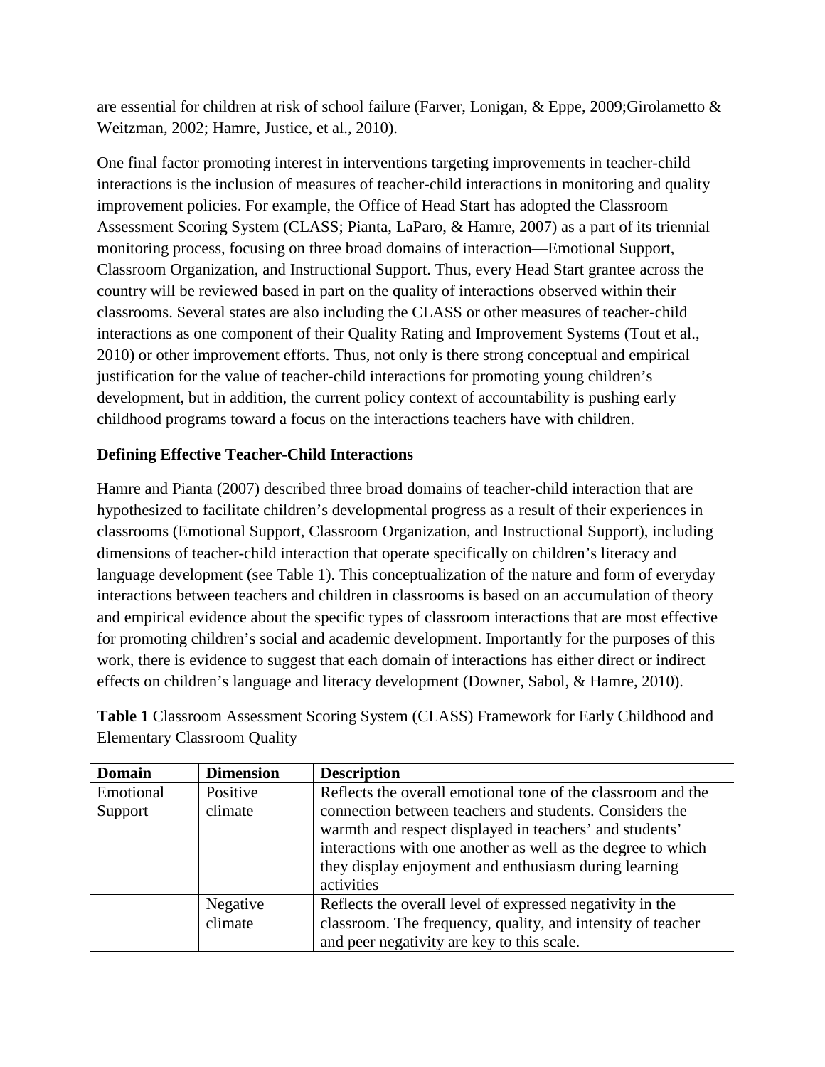are essential for children at risk of school failure (Farver, Lonigan, & Eppe, 2009;Girolametto & Weitzman, 2002; Hamre, Justice, et al., 2010).

One final factor promoting interest in interventions targeting improvements in teacher-child interactions is the inclusion of measures of teacher-child interactions in monitoring and quality improvement policies. For example, the Office of Head Start has adopted the Classroom Assessment Scoring System (CLASS; Pianta, LaParo, & Hamre, 2007) as a part of its triennial monitoring process, focusing on three broad domains of interaction—Emotional Support, Classroom Organization, and Instructional Support. Thus, every Head Start grantee across the country will be reviewed based in part on the quality of interactions observed within their classrooms. Several states are also including the CLASS or other measures of teacher-child interactions as one component of their Quality Rating and Improvement Systems (Tout et al., 2010) or other improvement efforts. Thus, not only is there strong conceptual and empirical justification for the value of teacher-child interactions for promoting young children's development, but in addition, the current policy context of accountability is pushing early childhood programs toward a focus on the interactions teachers have with children.

### Defining Effective Teacher-Child Interactions

Hamre and Pianta (2007) described three broad domains of teacher-child interaction that are hypothesized to facilitate children's developmental progress as a result of their experiences in classrooms (Emotional Support, Classroom Organization, and Instructional Support), including dimensions of teacher-child interaction that operate specifically on children's literacy and language development (see Table 1). This conceptualization of the nature and form of everyday interactions between teachers and children in classrooms is based on an accumulation of theory and empirical evidence about the specific types of classroom interactions that are most effective for promoting children's social and academic development. Importantly for the purposes of this work, there is evidence to suggest that each domain of interactions has either direct or indirect effects on children's language and literacy development (Downer, Sabol, & Hamre, 2010).

**Table 1** Classroom Assessment Scoring System (CLASS) Framework for Early Childhood and Elementary Classroom Quality

| Domain | Dimension | Description |
| --- | --- | --- |
| Emotional Support | Positive climate | Reflects the overall emotional tone of the classroom and the connection between teachers and students. Considers the warmth and respect displayed in teachers' and students' interactions with one another as well as the degree to which they display enjoyment and enthusiasm during learning activities |
| | Negative climate | Reflects the overall level of expressed negativity in the classroom. The frequency, quality, and intensity of teacher and peer negativity are key to this scale. |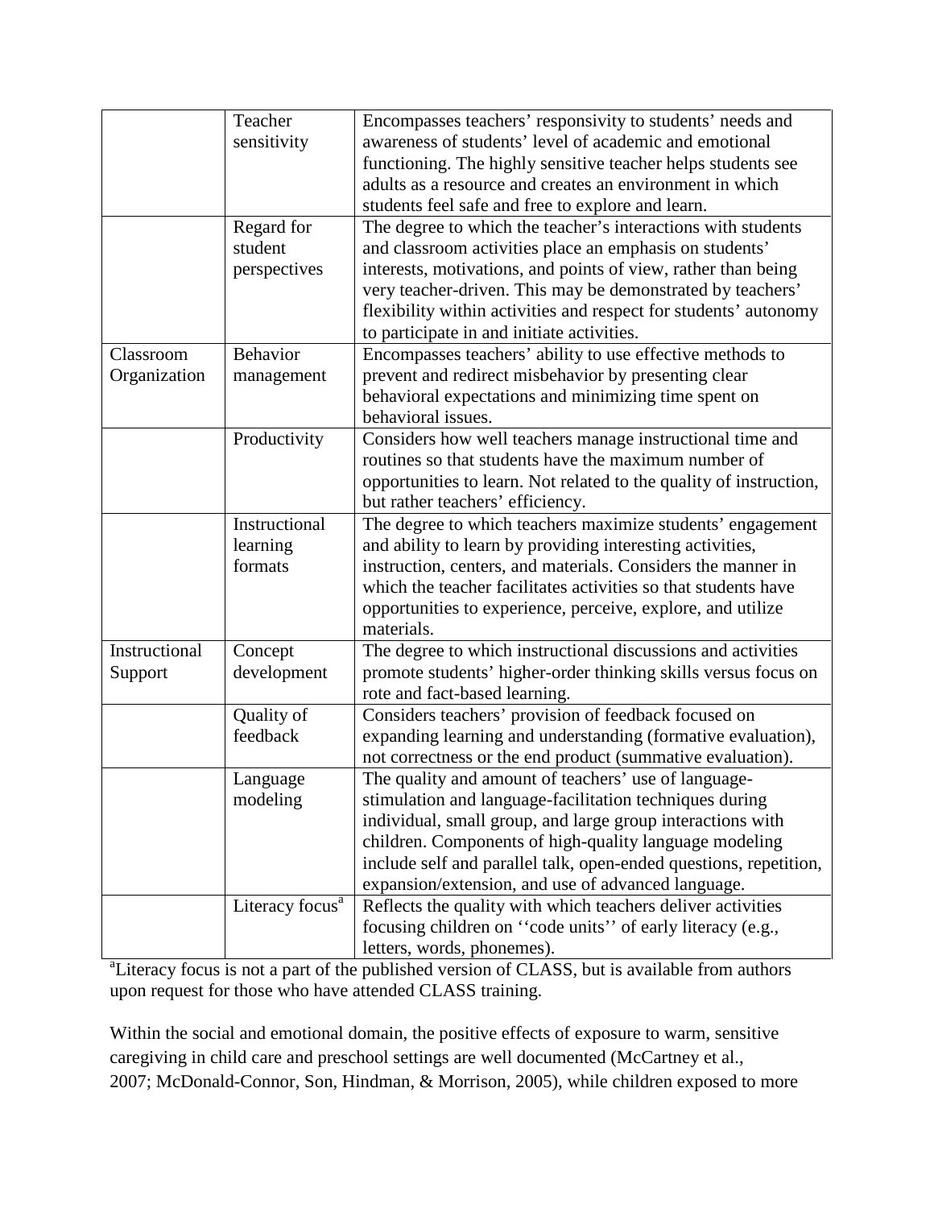| | | |
|---|---|---|
| | Teacher sensitivity | Encompasses teachers' responsivity to students' needs and awareness of students' level of academic and emotional functioning. The highly sensitive teacher helps students see adults as a resource and creates an environment in which students feel safe and free to explore and learn. |
| | Regard for student perspectives | The degree to which the teacher's interactions with students and classroom activities place an emphasis on students' interests, motivations, and points of view, rather than being very teacher-driven. This may be demonstrated by teachers' flexibility within activities and respect for students' autonomy to participate in and initiate activities. |
| Classroom Organization | Behavior management | Encompasses teachers' ability to use effective methods to prevent and redirect misbehavior by presenting clear behavioral expectations and minimizing time spent on behavioral issues. |
| | Productivity | Considers how well teachers manage instructional time and routines so that students have the maximum number of opportunities to learn. Not related to the quality of instruction, but rather teachers' efficiency. |
| | Instructional learning formats | The degree to which teachers maximize students' engagement and ability to learn by providing interesting activities, instruction, centers, and materials. Considers the manner in which the teacher facilitates activities so that students have opportunities to experience, perceive, explore, and utilize materials. |
| Instructional Support | Concept development | The degree to which instructional discussions and activities promote students' higher-order thinking skills versus focus on rote and fact-based learning. |
| | Quality of feedback | Considers teachers' provision of feedback focused on expanding learning and understanding (formative evaluation), not correctness or the end product (summative evaluation). |
| | Language modeling | The quality and amount of teachers' use of language-stimulation and language-facilitation techniques during individual, small group, and large group interactions with children. Components of high-quality language modeling include self and parallel talk, open-ended questions, repetition, expansion/extension, and use of advanced language. |
| | Literacy focus[a] | Reflects the quality with which teachers deliver activities focusing children on ''code units'' of early literacy (e.g., letters, words, phonemes). |

[a]Literacy focus is not a part of the published version of CLASS, but is available from authors upon request for those who have attended CLASS training.

Within the social and emotional domain, the positive effects of exposure to warm, sensitive caregiving in child care and preschool settings are well documented (McCartney et al., 2007; McDonald-Connor, Son, Hindman, & Morrison, 2005), while children exposed to more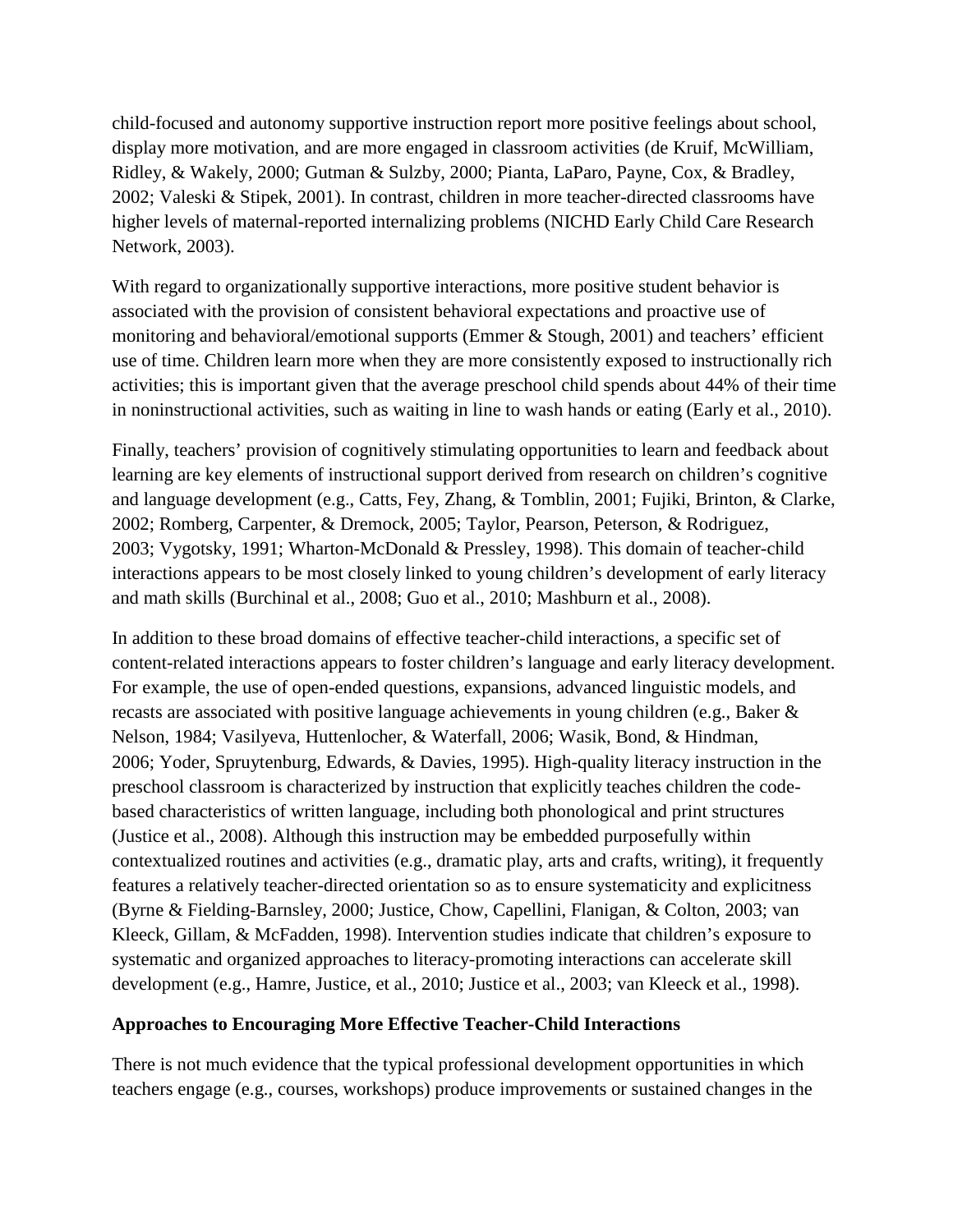child-focused and autonomy supportive instruction report more positive feelings about school, display more motivation, and are more engaged in classroom activities (de Kruif, McWilliam, Ridley, & Wakely, 2000; Gutman & Sulzby, 2000; Pianta, LaParo, Payne, Cox, & Bradley, 2002; Valeski & Stipek, 2001). In contrast, children in more teacher-directed classrooms have higher levels of maternal-reported internalizing problems (NICHD Early Child Care Research Network, 2003).

With regard to organizationally supportive interactions, more positive student behavior is associated with the provision of consistent behavioral expectations and proactive use of monitoring and behavioral/emotional supports (Emmer & Stough, 2001) and teachers' efficient use of time. Children learn more when they are more consistently exposed to instructionally rich activities; this is important given that the average preschool child spends about 44% of their time in noninstructional activities, such as waiting in line to wash hands or eating (Early et al., 2010).

Finally, teachers' provision of cognitively stimulating opportunities to learn and feedback about learning are key elements of instructional support derived from research on children's cognitive and language development (e.g., Catts, Fey, Zhang, & Tomblin, 2001; Fujiki, Brinton, & Clarke, 2002; Romberg, Carpenter, & Dremock, 2005; Taylor, Pearson, Peterson, & Rodriguez, 2003; Vygotsky, 1991; Wharton-McDonald & Pressley, 1998). This domain of teacher-child interactions appears to be most closely linked to young children's development of early literacy and math skills (Burchinal et al., 2008; Guo et al., 2010; Mashburn et al., 2008).

In addition to these broad domains of effective teacher-child interactions, a specific set of content-related interactions appears to foster children's language and early literacy development. For example, the use of open-ended questions, expansions, advanced linguistic models, and recasts are associated with positive language achievements in young children (e.g., Baker & Nelson, 1984; Vasilyeva, Huttenlocher, & Waterfall, 2006; Wasik, Bond, & Hindman, 2006; Yoder, Spruytenburg, Edwards, & Davies, 1995). High-quality literacy instruction in the preschool classroom is characterized by instruction that explicitly teaches children the code-based characteristics of written language, including both phonological and print structures (Justice et al., 2008). Although this instruction may be embedded purposefully within contextualized routines and activities (e.g., dramatic play, arts and crafts, writing), it frequently features a relatively teacher-directed orientation so as to ensure systematicity and explicitness (Byrne & Fielding-Barnsley, 2000; Justice, Chow, Capellini, Flanigan, & Colton, 2003; van Kleeck, Gillam, & McFadden, 1998). Intervention studies indicate that children's exposure to systematic and organized approaches to literacy-promoting interactions can accelerate skill development (e.g., Hamre, Justice, et al., 2010; Justice et al., 2003; van Kleeck et al., 1998).

**Approaches to Encouraging More Effective Teacher-Child Interactions**

There is not much evidence that the typical professional development opportunities in which teachers engage (e.g., courses, workshops) produce improvements or sustained changes in the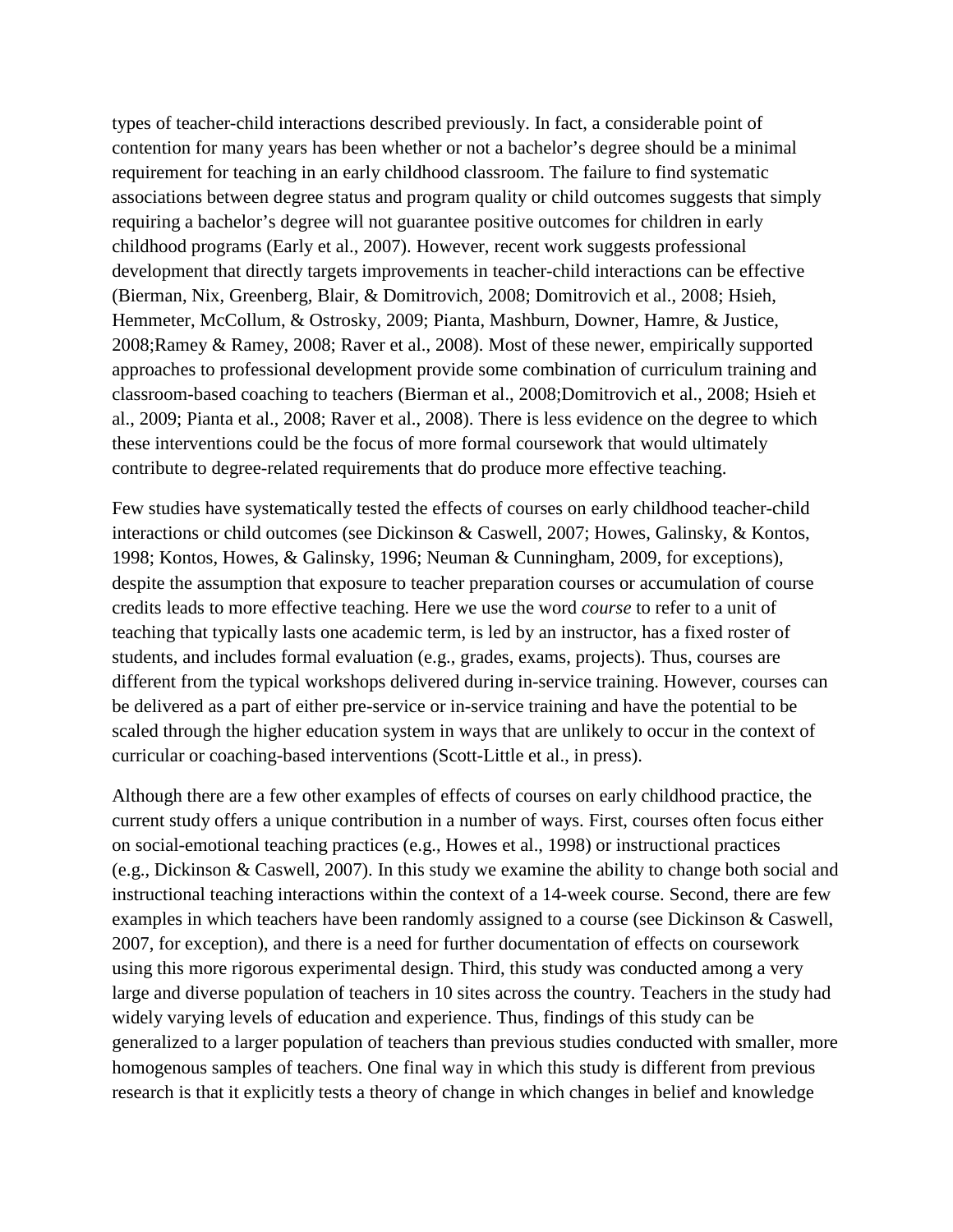types of teacher-child interactions described previously. In fact, a considerable point of contention for many years has been whether or not a bachelor's degree should be a minimal requirement for teaching in an early childhood classroom. The failure to find systematic associations between degree status and program quality or child outcomes suggests that simply requiring a bachelor's degree will not guarantee positive outcomes for children in early childhood programs (Early et al., 2007). However, recent work suggests professional development that directly targets improvements in teacher-child interactions can be effective (Bierman, Nix, Greenberg, Blair, & Domitrovich, 2008; Domitrovich et al., 2008; Hsieh, Hemmeter, McCollum, & Ostrosky, 2009; Pianta, Mashburn, Downer, Hamre, & Justice, 2008;Ramey & Ramey, 2008; Raver et al., 2008). Most of these newer, empirically supported approaches to professional development provide some combination of curriculum training and classroom-based coaching to teachers (Bierman et al., 2008;Domitrovich et al., 2008; Hsieh et al., 2009; Pianta et al., 2008; Raver et al., 2008). There is less evidence on the degree to which these interventions could be the focus of more formal coursework that would ultimately contribute to degree-related requirements that do produce more effective teaching.

Few studies have systematically tested the effects of courses on early childhood teacher-child interactions or child outcomes (see Dickinson & Caswell, 2007; Howes, Galinsky, & Kontos, 1998; Kontos, Howes, & Galinsky, 1996; Neuman & Cunningham, 2009, for exceptions), despite the assumption that exposure to teacher preparation courses or accumulation of course credits leads to more effective teaching. Here we use the word *course* to refer to a unit of teaching that typically lasts one academic term, is led by an instructor, has a fixed roster of students, and includes formal evaluation (e.g., grades, exams, projects). Thus, courses are different from the typical workshops delivered during in-service training. However, courses can be delivered as a part of either pre-service or in-service training and have the potential to be scaled through the higher education system in ways that are unlikely to occur in the context of curricular or coaching-based interventions (Scott-Little et al., in press).

Although there are a few other examples of effects of courses on early childhood practice, the current study offers a unique contribution in a number of ways. First, courses often focus either on social-emotional teaching practices (e.g., Howes et al., 1998) or instructional practices (e.g., Dickinson & Caswell, 2007). In this study we examine the ability to change both social and instructional teaching interactions within the context of a 14-week course. Second, there are few examples in which teachers have been randomly assigned to a course (see Dickinson & Caswell, 2007, for exception), and there is a need for further documentation of effects on coursework using this more rigorous experimental design. Third, this study was conducted among a very large and diverse population of teachers in 10 sites across the country. Teachers in the study had widely varying levels of education and experience. Thus, findings of this study can be generalized to a larger population of teachers than previous studies conducted with smaller, more homogenous samples of teachers. One final way in which this study is different from previous research is that it explicitly tests a theory of change in which changes in belief and knowledge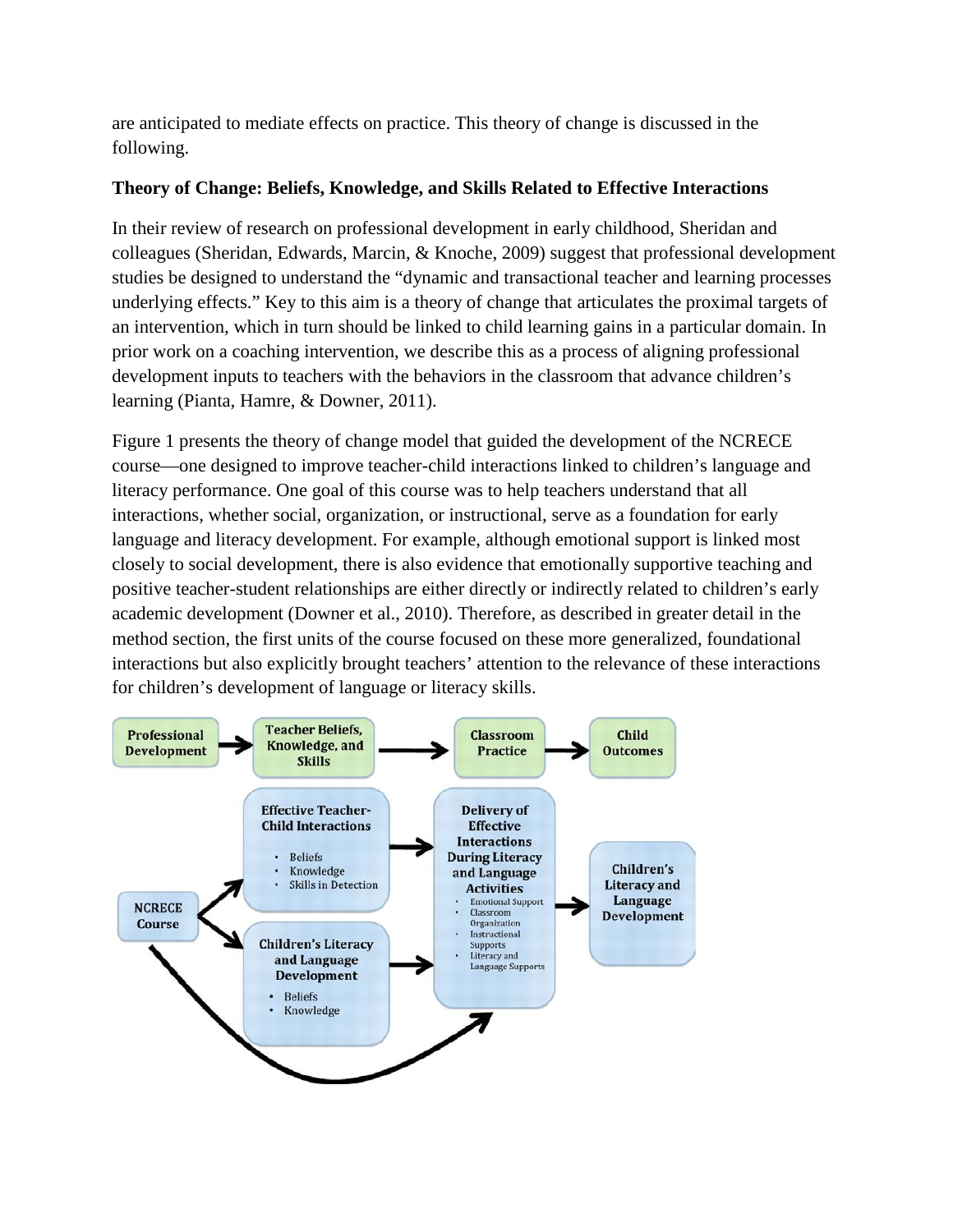are anticipated to mediate effects on practice. This theory of change is discussed in the following.

**Theory of Change: Beliefs, Knowledge, and Skills Related to Effective Interactions**

In their review of research on professional development in early childhood, Sheridan and colleagues (Sheridan, Edwards, Marcin, & Knoche, 2009) suggest that professional development studies be designed to understand the "dynamic and transactional teacher and learning processes underlying effects." Key to this aim is a theory of change that articulates the proximal targets of an intervention, which in turn should be linked to child learning gains in a particular domain. In prior work on a coaching intervention, we describe this as a process of aligning professional development inputs to teachers with the behaviors in the classroom that advance children's learning (Pianta, Hamre, & Downer, 2011).

Figure 1 presents the theory of change model that guided the development of the NCRECE course—one designed to improve teacher-child interactions linked to children's language and literacy performance. One goal of this course was to help teachers understand that all interactions, whether social, organization, or instructional, serve as a foundation for early language and literacy development. For example, although emotional support is linked most closely to social development, there is also evidence that emotionally supportive teaching and positive teacher-student relationships are either directly or indirectly related to children's early academic development (Downer et al., 2010). Therefore, as described in greater detail in the method section, the first units of the course focused on these more generalized, foundational interactions but also explicitly brought teachers' attention to the relevance of these interactions for children's development of language or literacy skills.

Professional Development → Teacher Beliefs, Knowledge, and Skills → Classroom Practice → Child Outcomes

NCRECE Course → Effective Teacher-Child Interactions (Beliefs; Knowledge; Skills in Detection) → Delivery of Effective Interactions During Literacy and Language Activities

NCRECE Course → Children's Literacy and Language Development (Beliefs; Knowledge) → Delivery of Effective Interactions During Literacy and Language Activities

NCRECE Course → Delivery of Effective Interactions During Literacy and Language Activities

Delivery of Effective Interactions During Literacy and Language Activities (Emotional Support; Classroom Organization; Instructional Supports; Literacy and Language Supports) → Children's Literacy and Language Development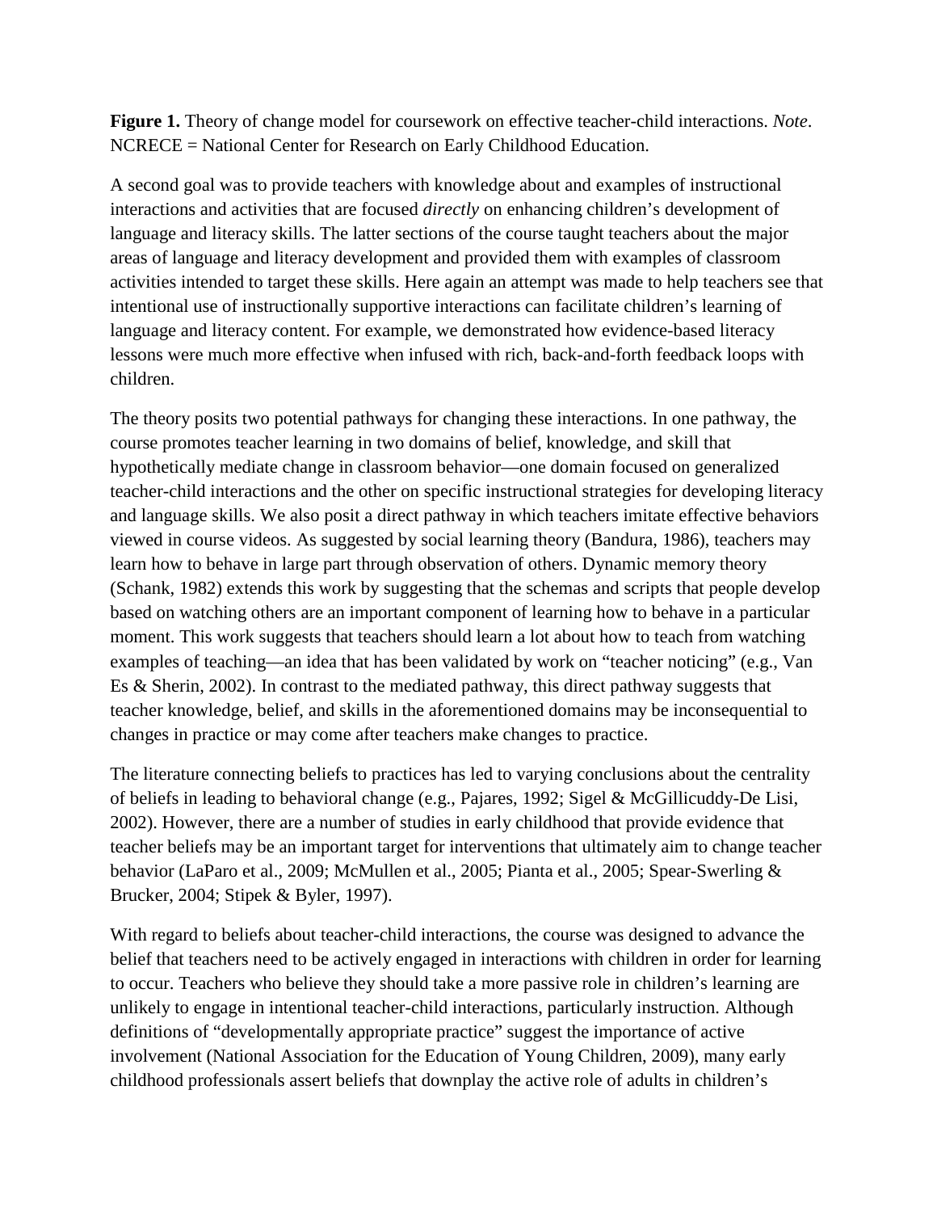**Figure 1.** Theory of change model for coursework on effective teacher-child interactions. *Note*. NCRECE = National Center for Research on Early Childhood Education.

A second goal was to provide teachers with knowledge about and examples of instructional interactions and activities that are focused *directly* on enhancing children's development of language and literacy skills. The latter sections of the course taught teachers about the major areas of language and literacy development and provided them with examples of classroom activities intended to target these skills. Here again an attempt was made to help teachers see that intentional use of instructionally supportive interactions can facilitate children's learning of language and literacy content. For example, we demonstrated how evidence-based literacy lessons were much more effective when infused with rich, back-and-forth feedback loops with children.

The theory posits two potential pathways for changing these interactions. In one pathway, the course promotes teacher learning in two domains of belief, knowledge, and skill that hypothetically mediate change in classroom behavior—one domain focused on generalized teacher-child interactions and the other on specific instructional strategies for developing literacy and language skills. We also posit a direct pathway in which teachers imitate effective behaviors viewed in course videos. As suggested by social learning theory (Bandura, 1986), teachers may learn how to behave in large part through observation of others. Dynamic memory theory (Schank, 1982) extends this work by suggesting that the schemas and scripts that people develop based on watching others are an important component of learning how to behave in a particular moment. This work suggests that teachers should learn a lot about how to teach from watching examples of teaching—an idea that has been validated by work on "teacher noticing" (e.g., Van Es & Sherin, 2002). In contrast to the mediated pathway, this direct pathway suggests that teacher knowledge, belief, and skills in the aforementioned domains may be inconsequential to changes in practice or may come after teachers make changes to practice.

The literature connecting beliefs to practices has led to varying conclusions about the centrality of beliefs in leading to behavioral change (e.g., Pajares, 1992; Sigel & McGillicuddy-De Lisi, 2002). However, there are a number of studies in early childhood that provide evidence that teacher beliefs may be an important target for interventions that ultimately aim to change teacher behavior (LaParo et al., 2009; McMullen et al., 2005; Pianta et al., 2005; Spear-Swerling & Brucker, 2004; Stipek & Byler, 1997).

With regard to beliefs about teacher-child interactions, the course was designed to advance the belief that teachers need to be actively engaged in interactions with children in order for learning to occur. Teachers who believe they should take a more passive role in children's learning are unlikely to engage in intentional teacher-child interactions, particularly instruction. Although definitions of "developmentally appropriate practice" suggest the importance of active involvement (National Association for the Education of Young Children, 2009), many early childhood professionals assert beliefs that downplay the active role of adults in children's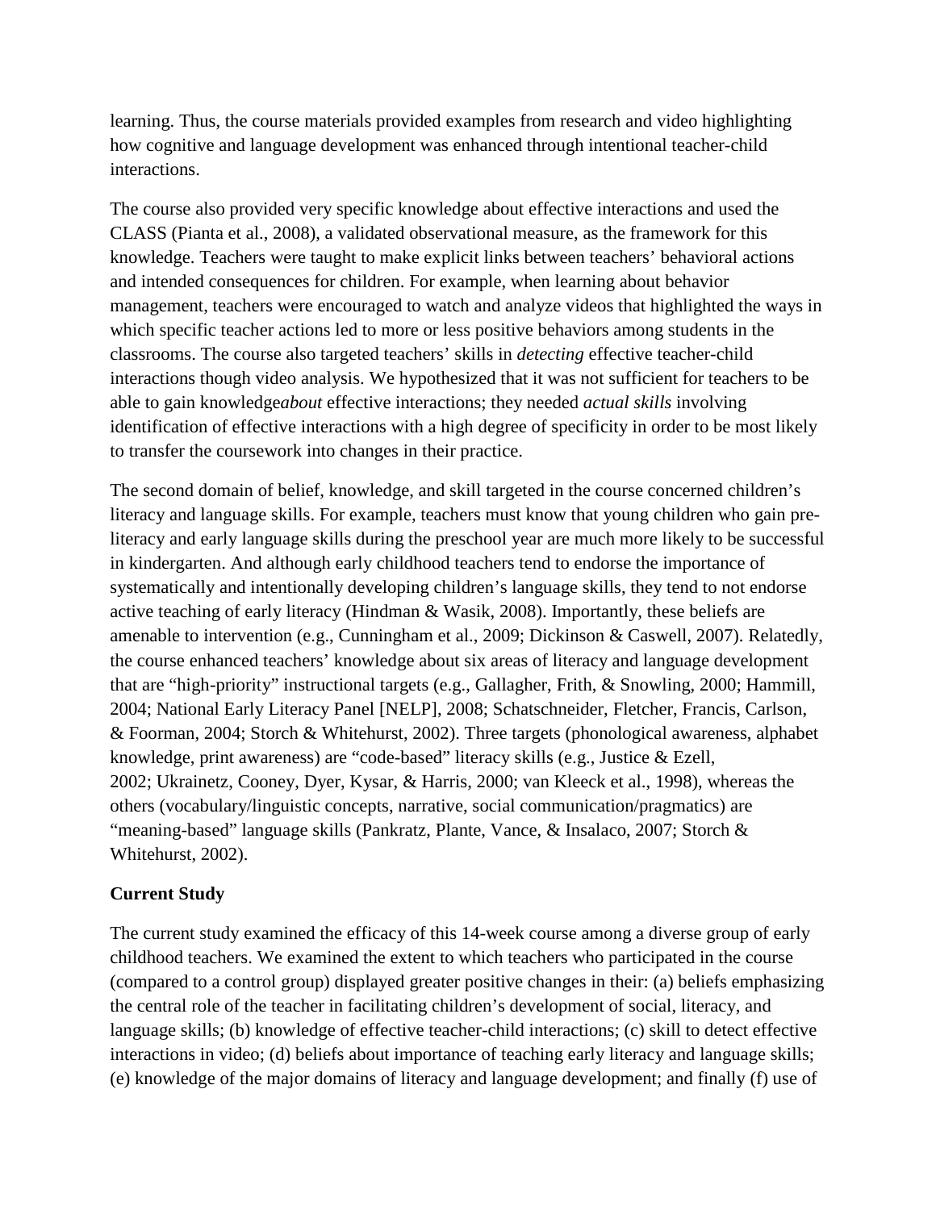learning. Thus, the course materials provided examples from research and video highlighting how cognitive and language development was enhanced through intentional teacher-child interactions.

The course also provided very specific knowledge about effective interactions and used the CLASS (Pianta et al., 2008), a validated observational measure, as the framework for this knowledge. Teachers were taught to make explicit links between teachers' behavioral actions and intended consequences for children. For example, when learning about behavior management, teachers were encouraged to watch and analyze videos that highlighted the ways in which specific teacher actions led to more or less positive behaviors among students in the classrooms. The course also targeted teachers' skills in *detecting* effective teacher-child interactions though video analysis. We hypothesized that it was not sufficient for teachers to be able to gain knowledge*about* effective interactions; they needed *actual skills* involving identification of effective interactions with a high degree of specificity in order to be most likely to transfer the coursework into changes in their practice.

The second domain of belief, knowledge, and skill targeted in the course concerned children's literacy and language skills. For example, teachers must know that young children who gain pre-literacy and early language skills during the preschool year are much more likely to be successful in kindergarten. And although early childhood teachers tend to endorse the importance of systematically and intentionally developing children's language skills, they tend to not endorse active teaching of early literacy (Hindman & Wasik, 2008). Importantly, these beliefs are amenable to intervention (e.g., Cunningham et al., 2009; Dickinson & Caswell, 2007). Relatedly, the course enhanced teachers' knowledge about six areas of literacy and language development that are "high-priority" instructional targets (e.g., Gallagher, Frith, & Snowling, 2000; Hammill, 2004; National Early Literacy Panel [NELP], 2008; Schatschneider, Fletcher, Francis, Carlson, & Foorman, 2004; Storch & Whitehurst, 2002). Three targets (phonological awareness, alphabet knowledge, print awareness) are "code-based" literacy skills (e.g., Justice & Ezell, 2002; Ukrainetz, Cooney, Dyer, Kysar, & Harris, 2000; van Kleeck et al., 1998), whereas the others (vocabulary/linguistic concepts, narrative, social communication/pragmatics) are "meaning-based" language skills (Pankratz, Plante, Vance, & Insalaco, 2007; Storch & Whitehurst, 2002).

## Current Study

The current study examined the efficacy of this 14-week course among a diverse group of early childhood teachers. We examined the extent to which teachers who participated in the course (compared to a control group) displayed greater positive changes in their: (a) beliefs emphasizing the central role of the teacher in facilitating children's development of social, literacy, and language skills; (b) knowledge of effective teacher-child interactions; (c) skill to detect effective interactions in video; (d) beliefs about importance of teaching early literacy and language skills; (e) knowledge of the major domains of literacy and language development; and finally (f) use of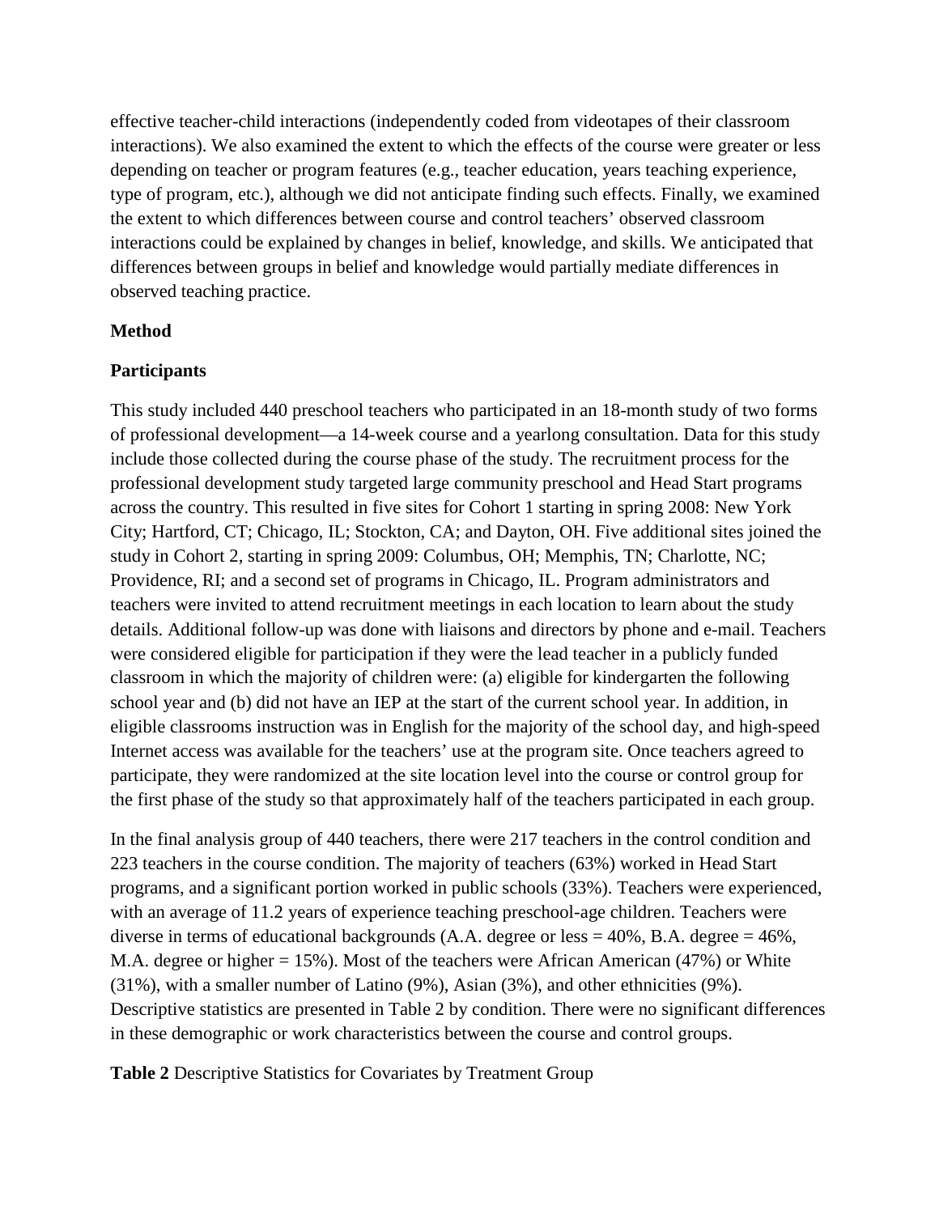effective teacher-child interactions (independently coded from videotapes of their classroom interactions). We also examined the extent to which the effects of the course were greater or less depending on teacher or program features (e.g., teacher education, years teaching experience, type of program, etc.), although we did not anticipate finding such effects. Finally, we examined the extent to which differences between course and control teachers' observed classroom interactions could be explained by changes in belief, knowledge, and skills. We anticipated that differences between groups in belief and knowledge would partially mediate differences in observed teaching practice.

## Method

### Participants

This study included 440 preschool teachers who participated in an 18-month study of two forms of professional development—a 14-week course and a yearlong consultation. Data for this study include those collected during the course phase of the study. The recruitment process for the professional development study targeted large community preschool and Head Start programs across the country. This resulted in five sites for Cohort 1 starting in spring 2008: New York City; Hartford, CT; Chicago, IL; Stockton, CA; and Dayton, OH. Five additional sites joined the study in Cohort 2, starting in spring 2009: Columbus, OH; Memphis, TN; Charlotte, NC; Providence, RI; and a second set of programs in Chicago, IL. Program administrators and teachers were invited to attend recruitment meetings in each location to learn about the study details. Additional follow-up was done with liaisons and directors by phone and e-mail. Teachers were considered eligible for participation if they were the lead teacher in a publicly funded classroom in which the majority of children were: (a) eligible for kindergarten the following school year and (b) did not have an IEP at the start of the current school year. In addition, in eligible classrooms instruction was in English for the majority of the school day, and high-speed Internet access was available for the teachers' use at the program site. Once teachers agreed to participate, they were randomized at the site location level into the course or control group for the first phase of the study so that approximately half of the teachers participated in each group.

In the final analysis group of 440 teachers, there were 217 teachers in the control condition and 223 teachers in the course condition. The majority of teachers (63%) worked in Head Start programs, and a significant portion worked in public schools (33%). Teachers were experienced, with an average of 11.2 years of experience teaching preschool-age children. Teachers were diverse in terms of educational backgrounds (A.A. degree or less = 40%, B.A. degree = 46%, M.A. degree or higher = 15%). Most of the teachers were African American (47%) or White (31%), with a smaller number of Latino (9%), Asian (3%), and other ethnicities (9%). Descriptive statistics are presented in Table 2 by condition. There were no significant differences in these demographic or work characteristics between the course and control groups.

**Table 2** Descriptive Statistics for Covariates by Treatment Group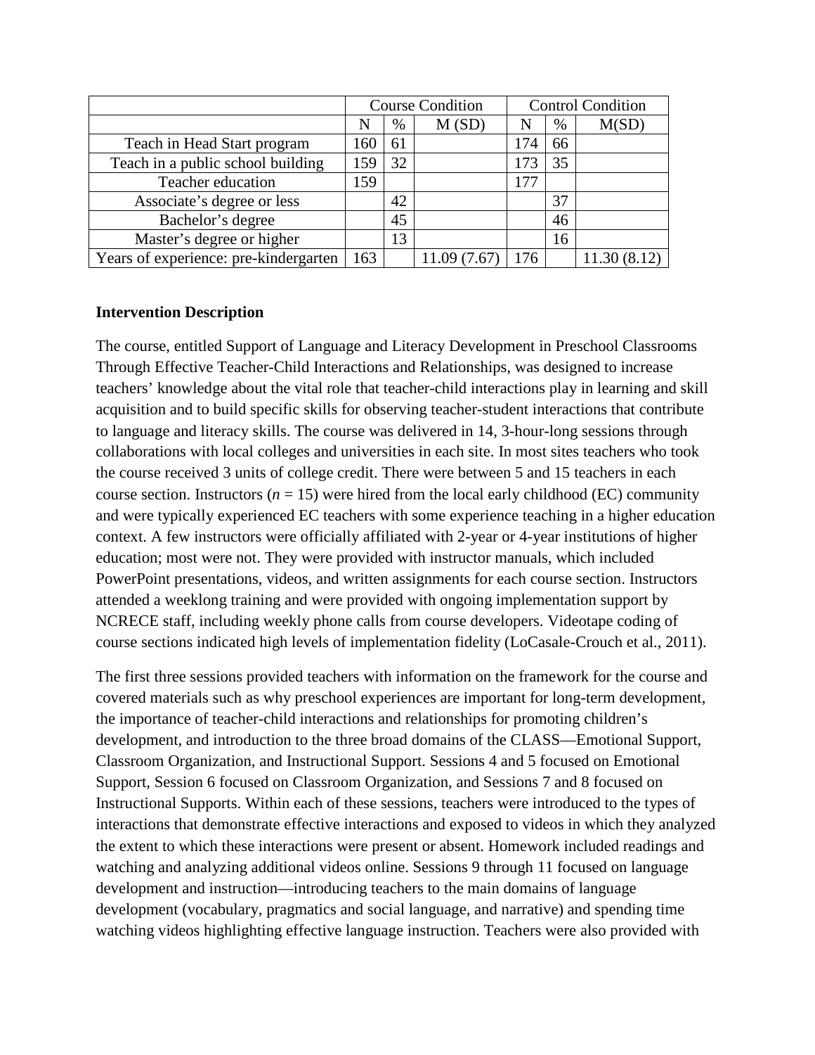| | Course Condition | | | Control Condition | | |
|---|---|---|---|---|---|---|
| | N | % | M (SD) | N | % | M(SD) |
| Teach in Head Start program | 160 | 61 | | 174 | 66 | |
| Teach in a public school building | 159 | 32 | | 173 | 35 | |
| Teacher education | 159 | | | 177 | | |
| Associate's degree or less | | 42 | | | 37 | |
| Bachelor's degree | | 45 | | | 46 | |
| Master's degree or higher | | 13 | | | 16 | |
| Years of experience: pre-kindergarten | 163 | | 11.09 (7.67) | 176 | | 11.30 (8.12) |

**Intervention Description**

The course, entitled Support of Language and Literacy Development in Preschool Classrooms Through Effective Teacher-Child Interactions and Relationships, was designed to increase teachers' knowledge about the vital role that teacher-child interactions play in learning and skill acquisition and to build specific skills for observing teacher-student interactions that contribute to language and literacy skills. The course was delivered in 14, 3-hour-long sessions through collaborations with local colleges and universities in each site. In most sites teachers who took the course received 3 units of college credit. There were between 5 and 15 teachers in each course section. Instructors ($n$ = 15) were hired from the local early childhood (EC) community and were typically experienced EC teachers with some experience teaching in a higher education context. A few instructors were officially affiliated with 2-year or 4-year institutions of higher education; most were not. They were provided with instructor manuals, which included PowerPoint presentations, videos, and written assignments for each course section. Instructors attended a weeklong training and were provided with ongoing implementation support by NCRECE staff, including weekly phone calls from course developers. Videotape coding of course sections indicated high levels of implementation fidelity (LoCasale-Crouch et al., 2011).

The first three sessions provided teachers with information on the framework for the course and covered materials such as why preschool experiences are important for long-term development, the importance of teacher-child interactions and relationships for promoting children's development, and introduction to the three broad domains of the CLASS—Emotional Support, Classroom Organization, and Instructional Support. Sessions 4 and 5 focused on Emotional Support, Session 6 focused on Classroom Organization, and Sessions 7 and 8 focused on Instructional Supports. Within each of these sessions, teachers were introduced to the types of interactions that demonstrate effective interactions and exposed to videos in which they analyzed the extent to which these interactions were present or absent. Homework included readings and watching and analyzing additional videos online. Sessions 9 through 11 focused on language development and instruction—introducing teachers to the main domains of language development (vocabulary, pragmatics and social language, and narrative) and spending time watching videos highlighting effective language instruction. Teachers were also provided with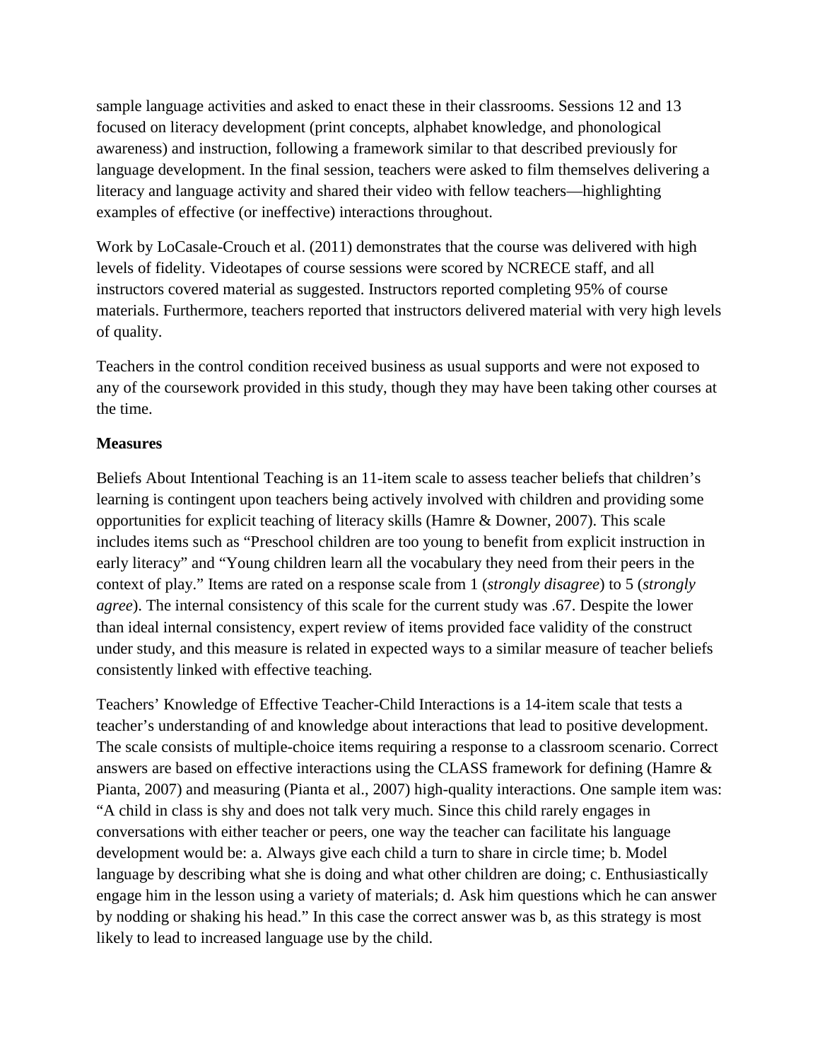sample language activities and asked to enact these in their classrooms. Sessions 12 and 13 focused on literacy development (print concepts, alphabet knowledge, and phonological awareness) and instruction, following a framework similar to that described previously for language development. In the final session, teachers were asked to film themselves delivering a literacy and language activity and shared their video with fellow teachers—highlighting examples of effective (or ineffective) interactions throughout.

Work by LoCasale-Crouch et al. (2011) demonstrates that the course was delivered with high levels of fidelity. Videotapes of course sessions were scored by NCRECE staff, and all instructors covered material as suggested. Instructors reported completing 95% of course materials. Furthermore, teachers reported that instructors delivered material with very high levels of quality.

Teachers in the control condition received business as usual supports and were not exposed to any of the coursework provided in this study, though they may have been taking other courses at the time.

**Measures**

Beliefs About Intentional Teaching is an 11-item scale to assess teacher beliefs that children's learning is contingent upon teachers being actively involved with children and providing some opportunities for explicit teaching of literacy skills (Hamre & Downer, 2007). This scale includes items such as "Preschool children are too young to benefit from explicit instruction in early literacy" and "Young children learn all the vocabulary they need from their peers in the context of play." Items are rated on a response scale from 1 (*strongly disagree*) to 5 (*strongly agree*). The internal consistency of this scale for the current study was .67. Despite the lower than ideal internal consistency, expert review of items provided face validity of the construct under study, and this measure is related in expected ways to a similar measure of teacher beliefs consistently linked with effective teaching.

Teachers' Knowledge of Effective Teacher-Child Interactions is a 14-item scale that tests a teacher's understanding of and knowledge about interactions that lead to positive development. The scale consists of multiple-choice items requiring a response to a classroom scenario. Correct answers are based on effective interactions using the CLASS framework for defining (Hamre & Pianta, 2007) and measuring (Pianta et al., 2007) high-quality interactions. One sample item was: "A child in class is shy and does not talk very much. Since this child rarely engages in conversations with either teacher or peers, one way the teacher can facilitate his language development would be: a. Always give each child a turn to share in circle time; b. Model language by describing what she is doing and what other children are doing; c. Enthusiastically engage him in the lesson using a variety of materials; d. Ask him questions which he can answer by nodding or shaking his head." In this case the correct answer was b, as this strategy is most likely to lead to increased language use by the child.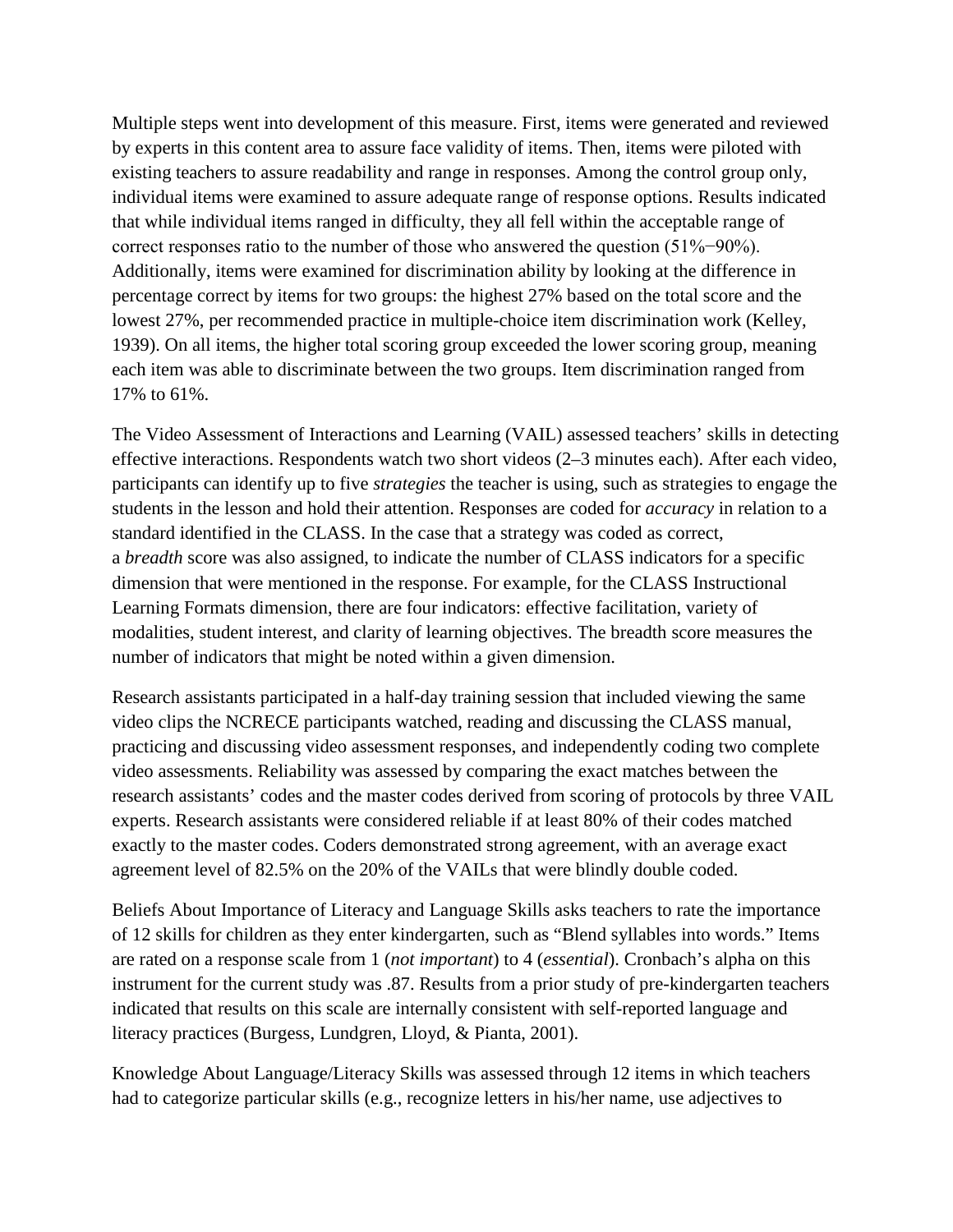Multiple steps went into development of this measure. First, items were generated and reviewed by experts in this content area to assure face validity of items. Then, items were piloted with existing teachers to assure readability and range in responses. Among the control group only, individual items were examined to assure adequate range of response options. Results indicated that while individual items ranged in difficulty, they all fell within the acceptable range of correct responses ratio to the number of those who answered the question (51%−90%). Additionally, items were examined for discrimination ability by looking at the difference in percentage correct by items for two groups: the highest 27% based on the total score and the lowest 27%, per recommended practice in multiple-choice item discrimination work (Kelley, 1939). On all items, the higher total scoring group exceeded the lower scoring group, meaning each item was able to discriminate between the two groups. Item discrimination ranged from 17% to 61%.

The Video Assessment of Interactions and Learning (VAIL) assessed teachers' skills in detecting effective interactions. Respondents watch two short videos (2–3 minutes each). After each video, participants can identify up to five *strategies* the teacher is using, such as strategies to engage the students in the lesson and hold their attention. Responses are coded for *accuracy* in relation to a standard identified in the CLASS. In the case that a strategy was coded as correct, a *breadth* score was also assigned, to indicate the number of CLASS indicators for a specific dimension that were mentioned in the response. For example, for the CLASS Instructional Learning Formats dimension, there are four indicators: effective facilitation, variety of modalities, student interest, and clarity of learning objectives. The breadth score measures the number of indicators that might be noted within a given dimension.

Research assistants participated in a half-day training session that included viewing the same video clips the NCRECE participants watched, reading and discussing the CLASS manual, practicing and discussing video assessment responses, and independently coding two complete video assessments. Reliability was assessed by comparing the exact matches between the research assistants' codes and the master codes derived from scoring of protocols by three VAIL experts. Research assistants were considered reliable if at least 80% of their codes matched exactly to the master codes. Coders demonstrated strong agreement, with an average exact agreement level of 82.5% on the 20% of the VAILs that were blindly double coded.

Beliefs About Importance of Literacy and Language Skills asks teachers to rate the importance of 12 skills for children as they enter kindergarten, such as "Blend syllables into words." Items are rated on a response scale from 1 (*not important*) to 4 (*essential*). Cronbach's alpha on this instrument for the current study was .87. Results from a prior study of pre-kindergarten teachers indicated that results on this scale are internally consistent with self-reported language and literacy practices (Burgess, Lundgren, Lloyd, & Pianta, 2001).

Knowledge About Language/Literacy Skills was assessed through 12 items in which teachers had to categorize particular skills (e.g., recognize letters in his/her name, use adjectives to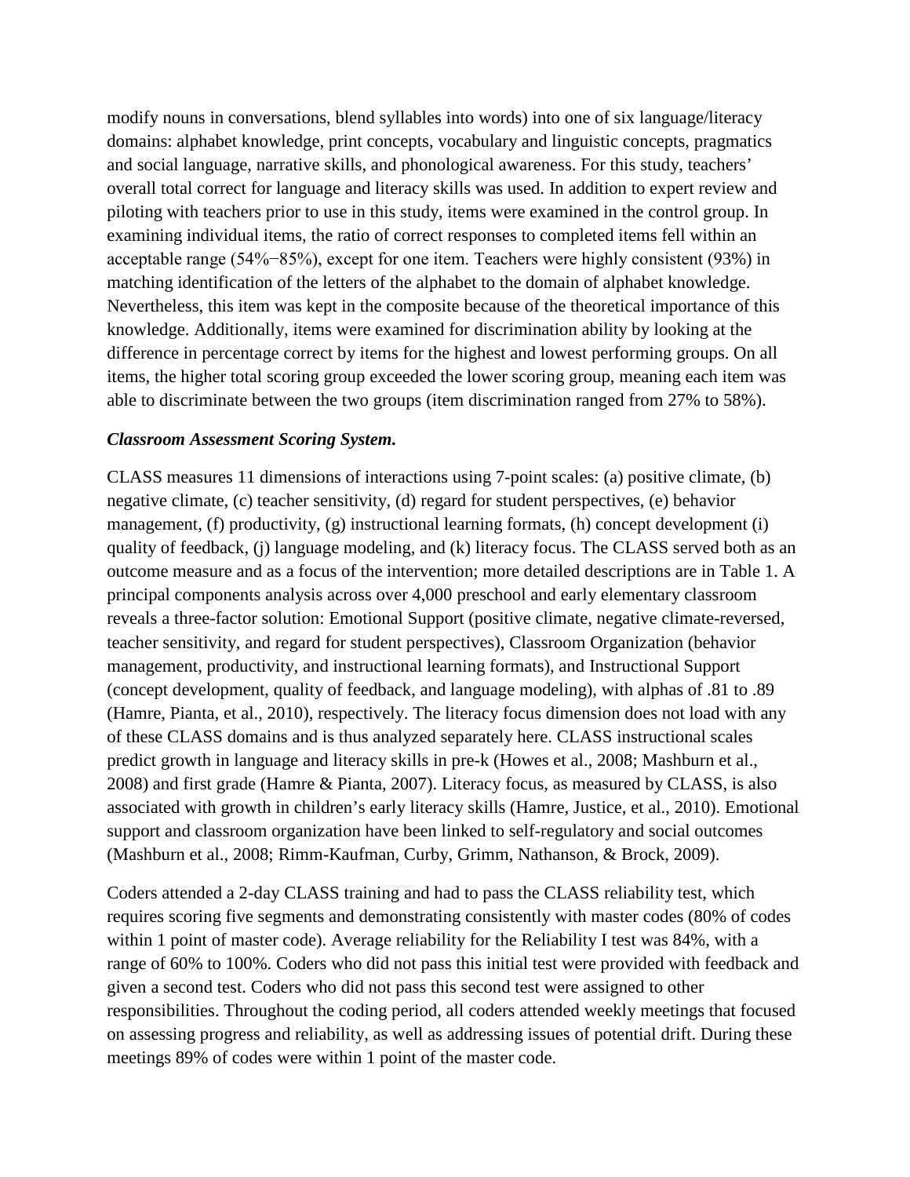modify nouns in conversations, blend syllables into words) into one of six language/literacy domains: alphabet knowledge, print concepts, vocabulary and linguistic concepts, pragmatics and social language, narrative skills, and phonological awareness. For this study, teachers' overall total correct for language and literacy skills was used. In addition to expert review and piloting with teachers prior to use in this study, items were examined in the control group. In examining individual items, the ratio of correct responses to completed items fell within an acceptable range (54%−85%), except for one item. Teachers were highly consistent (93%) in matching identification of the letters of the alphabet to the domain of alphabet knowledge. Nevertheless, this item was kept in the composite because of the theoretical importance of this knowledge. Additionally, items were examined for discrimination ability by looking at the difference in percentage correct by items for the highest and lowest performing groups. On all items, the higher total scoring group exceeded the lower scoring group, meaning each item was able to discriminate between the two groups (item discrimination ranged from 27% to 58%).

***Classroom Assessment Scoring System.***

CLASS measures 11 dimensions of interactions using 7-point scales: (a) positive climate, (b) negative climate, (c) teacher sensitivity, (d) regard for student perspectives, (e) behavior management, (f) productivity, (g) instructional learning formats, (h) concept development (i) quality of feedback, (j) language modeling, and (k) literacy focus. The CLASS served both as an outcome measure and as a focus of the intervention; more detailed descriptions are in Table 1. A principal components analysis across over 4,000 preschool and early elementary classroom reveals a three-factor solution: Emotional Support (positive climate, negative climate-reversed, teacher sensitivity, and regard for student perspectives), Classroom Organization (behavior management, productivity, and instructional learning formats), and Instructional Support (concept development, quality of feedback, and language modeling), with alphas of .81 to .89 (Hamre, Pianta, et al., 2010), respectively. The literacy focus dimension does not load with any of these CLASS domains and is thus analyzed separately here. CLASS instructional scales predict growth in language and literacy skills in pre-k (Howes et al., 2008; Mashburn et al., 2008) and first grade (Hamre & Pianta, 2007). Literacy focus, as measured by CLASS, is also associated with growth in children's early literacy skills (Hamre, Justice, et al., 2010). Emotional support and classroom organization have been linked to self-regulatory and social outcomes (Mashburn et al., 2008; Rimm-Kaufman, Curby, Grimm, Nathanson, & Brock, 2009).

Coders attended a 2-day CLASS training and had to pass the CLASS reliability test, which requires scoring five segments and demonstrating consistently with master codes (80% of codes within 1 point of master code). Average reliability for the Reliability I test was 84%, with a range of 60% to 100%. Coders who did not pass this initial test were provided with feedback and given a second test. Coders who did not pass this second test were assigned to other responsibilities. Throughout the coding period, all coders attended weekly meetings that focused on assessing progress and reliability, as well as addressing issues of potential drift. During these meetings 89% of codes were within 1 point of the master code.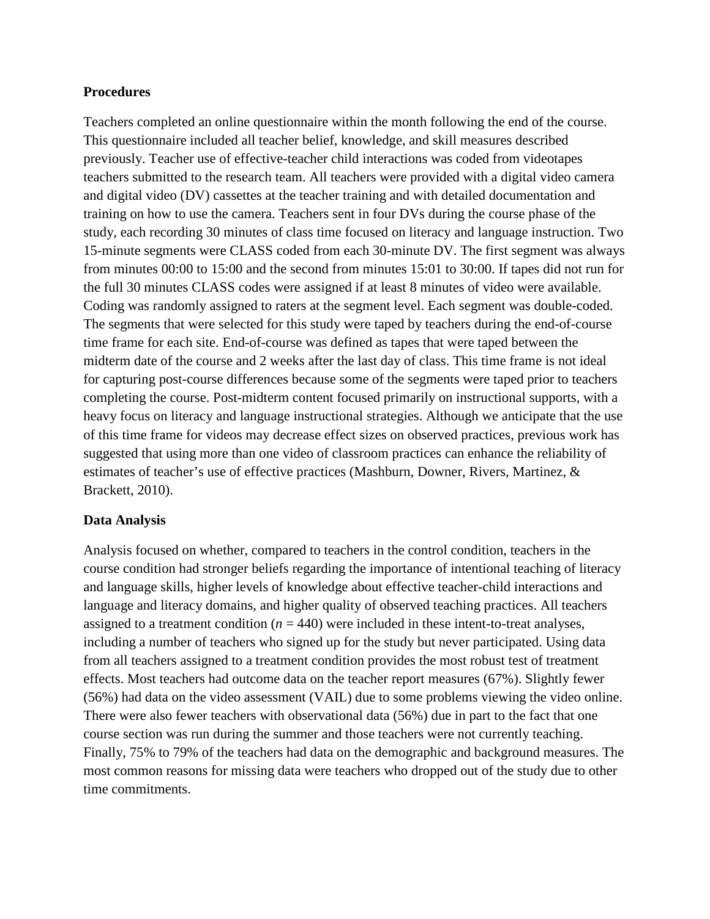**Procedures**

Teachers completed an online questionnaire within the month following the end of the course. This questionnaire included all teacher belief, knowledge, and skill measures described previously. Teacher use of effective-teacher child interactions was coded from videotapes teachers submitted to the research team. All teachers were provided with a digital video camera and digital video (DV) cassettes at the teacher training and with detailed documentation and training on how to use the camera. Teachers sent in four DVs during the course phase of the study, each recording 30 minutes of class time focused on literacy and language instruction. Two 15-minute segments were CLASS coded from each 30-minute DV. The first segment was always from minutes 00:00 to 15:00 and the second from minutes 15:01 to 30:00. If tapes did not run for the full 30 minutes CLASS codes were assigned if at least 8 minutes of video were available. Coding was randomly assigned to raters at the segment level. Each segment was double-coded. The segments that were selected for this study were taped by teachers during the end-of-course time frame for each site. End-of-course was defined as tapes that were taped between the midterm date of the course and 2 weeks after the last day of class. This time frame is not ideal for capturing post-course differences because some of the segments were taped prior to teachers completing the course. Post-midterm content focused primarily on instructional supports, with a heavy focus on literacy and language instructional strategies. Although we anticipate that the use of this time frame for videos may decrease effect sizes on observed practices, previous work has suggested that using more than one video of classroom practices can enhance the reliability of estimates of teacher's use of effective practices (Mashburn, Downer, Rivers, Martinez, & Brackett, 2010).

**Data Analysis**

Analysis focused on whether, compared to teachers in the control condition, teachers in the course condition had stronger beliefs regarding the importance of intentional teaching of literacy and language skills, higher levels of knowledge about effective teacher-child interactions and language and literacy domains, and higher quality of observed teaching practices. All teachers assigned to a treatment condition ($n$ = 440) were included in these intent-to-treat analyses, including a number of teachers who signed up for the study but never participated. Using data from all teachers assigned to a treatment condition provides the most robust test of treatment effects. Most teachers had outcome data on the teacher report measures (67%). Slightly fewer (56%) had data on the video assessment (VAIL) due to some problems viewing the video online. There were also fewer teachers with observational data (56%) due in part to the fact that one course section was run during the summer and those teachers were not currently teaching. Finally, 75% to 79% of the teachers had data on the demographic and background measures. The most common reasons for missing data were teachers who dropped out of the study due to other time commitments.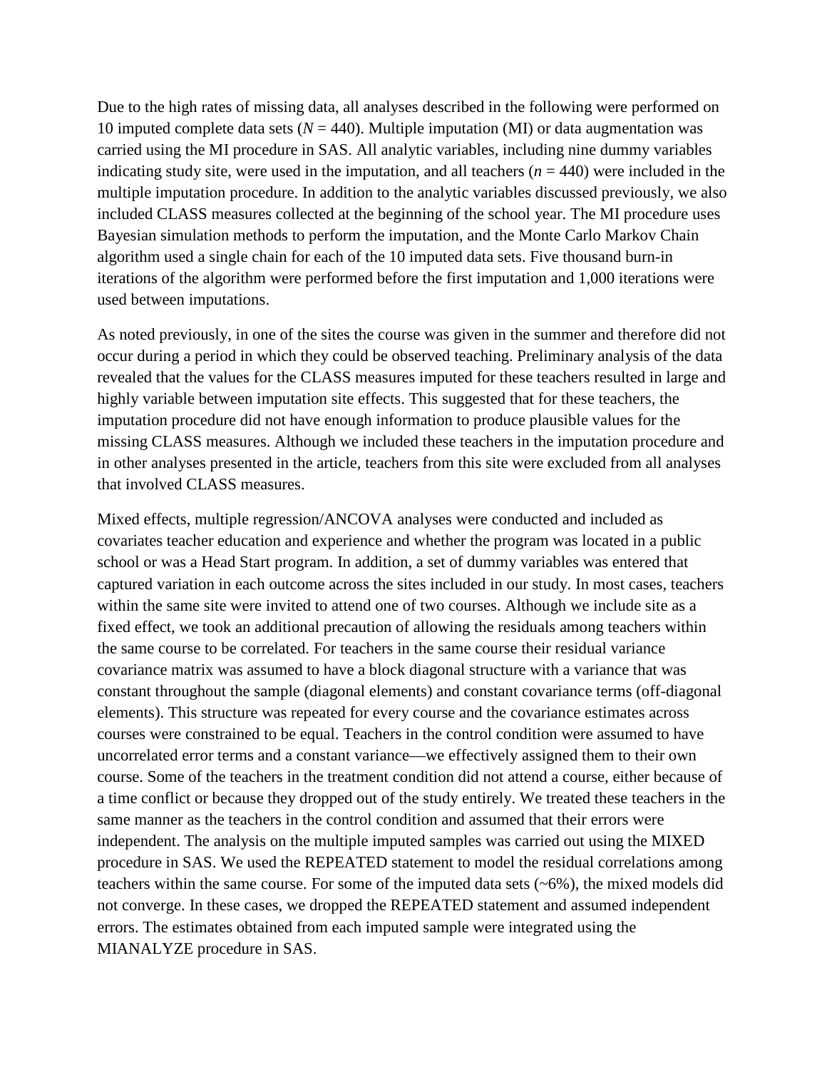Due to the high rates of missing data, all analyses described in the following were performed on 10 imputed complete data sets ($N$ = 440). Multiple imputation (MI) or data augmentation was carried using the MI procedure in SAS. All analytic variables, including nine dummy variables indicating study site, were used in the imputation, and all teachers ($n$ = 440) were included in the multiple imputation procedure. In addition to the analytic variables discussed previously, we also included CLASS measures collected at the beginning of the school year. The MI procedure uses Bayesian simulation methods to perform the imputation, and the Monte Carlo Markov Chain algorithm used a single chain for each of the 10 imputed data sets. Five thousand burn-in iterations of the algorithm were performed before the first imputation and 1,000 iterations were used between imputations.

As noted previously, in one of the sites the course was given in the summer and therefore did not occur during a period in which they could be observed teaching. Preliminary analysis of the data revealed that the values for the CLASS measures imputed for these teachers resulted in large and highly variable between imputation site effects. This suggested that for these teachers, the imputation procedure did not have enough information to produce plausible values for the missing CLASS measures. Although we included these teachers in the imputation procedure and in other analyses presented in the article, teachers from this site were excluded from all analyses that involved CLASS measures.

Mixed effects, multiple regression/ANCOVA analyses were conducted and included as covariates teacher education and experience and whether the program was located in a public school or was a Head Start program. In addition, a set of dummy variables was entered that captured variation in each outcome across the sites included in our study. In most cases, teachers within the same site were invited to attend one of two courses. Although we include site as a fixed effect, we took an additional precaution of allowing the residuals among teachers within the same course to be correlated. For teachers in the same course their residual variance covariance matrix was assumed to have a block diagonal structure with a variance that was constant throughout the sample (diagonal elements) and constant covariance terms (off-diagonal elements). This structure was repeated for every course and the covariance estimates across courses were constrained to be equal. Teachers in the control condition were assumed to have uncorrelated error terms and a constant variance—we effectively assigned them to their own course. Some of the teachers in the treatment condition did not attend a course, either because of a time conflict or because they dropped out of the study entirely. We treated these teachers in the same manner as the teachers in the control condition and assumed that their errors were independent. The analysis on the multiple imputed samples was carried out using the MIXED procedure in SAS. We used the REPEATED statement to model the residual correlations among teachers within the same course. For some of the imputed data sets (~6%), the mixed models did not converge. In these cases, we dropped the REPEATED statement and assumed independent errors. The estimates obtained from each imputed sample were integrated using the MIANALYZE procedure in SAS.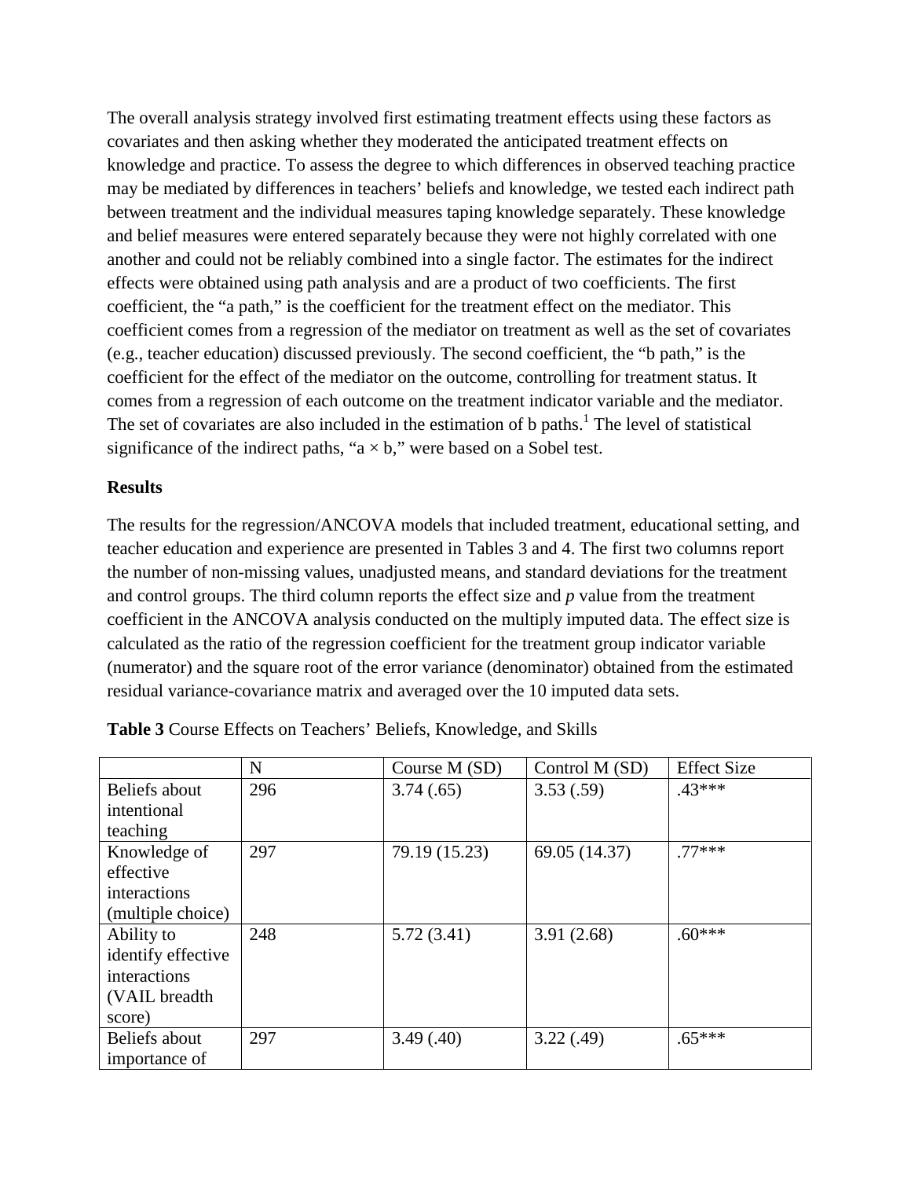The overall analysis strategy involved first estimating treatment effects using these factors as covariates and then asking whether they moderated the anticipated treatment effects on knowledge and practice. To assess the degree to which differences in observed teaching practice may be mediated by differences in teachers' beliefs and knowledge, we tested each indirect path between treatment and the individual measures taping knowledge separately. These knowledge and belief measures were entered separately because they were not highly correlated with one another and could not be reliably combined into a single factor. The estimates for the indirect effects were obtained using path analysis and are a product of two coefficients. The first coefficient, the "a path," is the coefficient for the treatment effect on the mediator. This coefficient comes from a regression of the mediator on treatment as well as the set of covariates (e.g., teacher education) discussed previously. The second coefficient, the "b path," is the coefficient for the effect of the mediator on the outcome, controlling for treatment status. It comes from a regression of each outcome on the treatment indicator variable and the mediator. The set of covariates are also included in the estimation of b paths.[1] The level of statistical significance of the indirect paths, "a × b," were based on a Sobel test.

**Results**

The results for the regression/ANCOVA models that included treatment, educational setting, and teacher education and experience are presented in Tables 3 and 4. The first two columns report the number of non-missing values, unadjusted means, and standard deviations for the treatment and control groups. The third column reports the effect size and *p* value from the treatment coefficient in the ANCOVA analysis conducted on the multiply imputed data. The effect size is calculated as the ratio of the regression coefficient for the treatment group indicator variable (numerator) and the square root of the error variance (denominator) obtained from the estimated residual variance-covariance matrix and averaged over the 10 imputed data sets.

**Table 3** Course Effects on Teachers' Beliefs, Knowledge, and Skills

| | N | Course M (SD) | Control M (SD) | Effect Size |
|---|---|---|---|---|
| Beliefs about intentional teaching | 296 | 3.74 (.65) | 3.53 (.59) | .43*** |
| Knowledge of effective interactions (multiple choice) | 297 | 79.19 (15.23) | 69.05 (14.37) | .77*** |
| Ability to identify effective interactions (VAIL breadth score) | 248 | 5.72 (3.41) | 3.91 (2.68) | .60*** |
| Beliefs about importance of | 297 | 3.49 (.40) | 3.22 (.49) | .65*** |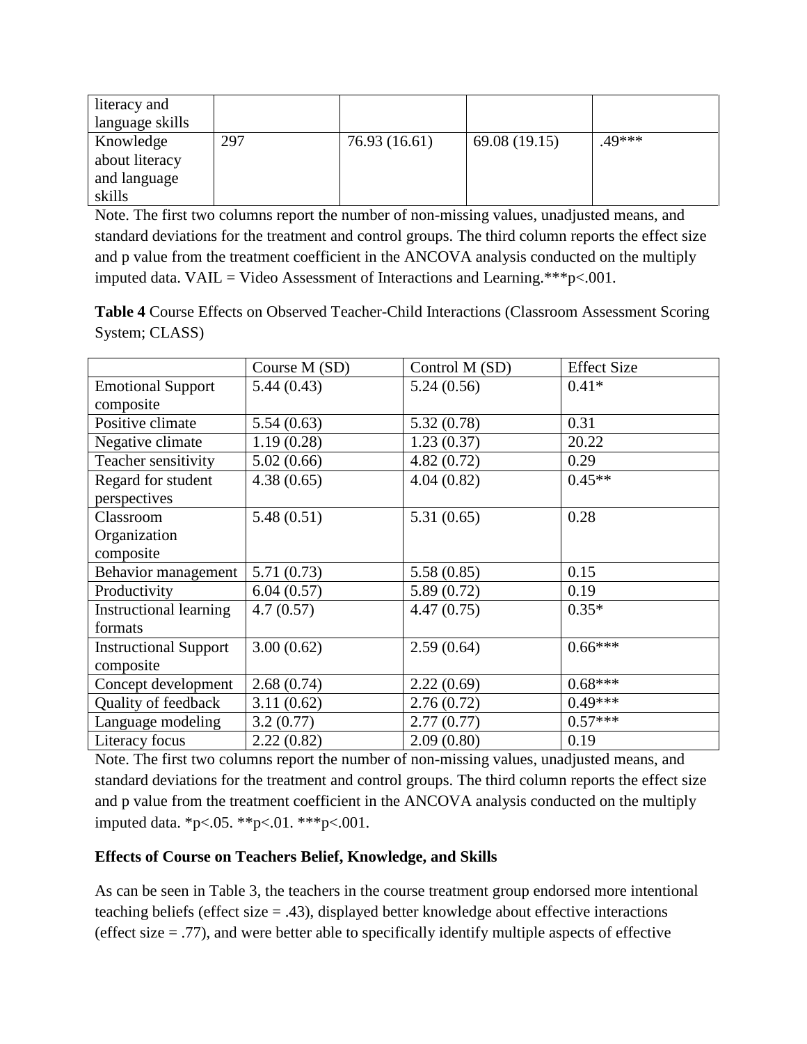| | | | | |
|---|---|---|---|---|
| literacy and language skills | | | | |
| Knowledge about literacy and language skills | 297 | 76.93 (16.61) | 69.08 (19.15) | .49*** |

Note. The first two columns report the number of non-missing values, unadjusted means, and standard deviations for the treatment and control groups. The third column reports the effect size and p value from the treatment coefficient in the ANCOVA analysis conducted on the multiply imputed data. VAIL = Video Assessment of Interactions and Learning.***p<.001.

**Table 4** Course Effects on Observed Teacher-Child Interactions (Classroom Assessment Scoring System; CLASS)

| | Course M (SD) | Control M (SD) | Effect Size |
|---|---|---|---|
| Emotional Support composite | 5.44 (0.43) | 5.24 (0.56) | 0.41* |
| Positive climate | 5.54 (0.63) | 5.32 (0.78) | 0.31 |
| Negative climate | 1.19 (0.28) | 1.23 (0.37) | 20.22 |
| Teacher sensitivity | 5.02 (0.66) | 4.82 (0.72) | 0.29 |
| Regard for student perspectives | 4.38 (0.65) | 4.04 (0.82) | 0.45** |
| Classroom Organization composite | 5.48 (0.51) | 5.31 (0.65) | 0.28 |
| Behavior management | 5.71 (0.73) | 5.58 (0.85) | 0.15 |
| Productivity | 6.04 (0.57) | 5.89 (0.72) | 0.19 |
| Instructional learning formats | 4.7 (0.57) | 4.47 (0.75) | 0.35* |
| Instructional Support composite | 3.00 (0.62) | 2.59 (0.64) | 0.66*** |
| Concept development | 2.68 (0.74) | 2.22 (0.69) | 0.68*** |
| Quality of feedback | 3.11 (0.62) | 2.76 (0.72) | 0.49*** |
| Language modeling | 3.2 (0.77) | 2.77 (0.77) | 0.57*** |
| Literacy focus | 2.22 (0.82) | 2.09 (0.80) | 0.19 |

Note. The first two columns report the number of non-missing values, unadjusted means, and standard deviations for the treatment and control groups. The third column reports the effect size and p value from the treatment coefficient in the ANCOVA analysis conducted on the multiply imputed data. *p<.05. **p<.01. ***p<.001.

**Effects of Course on Teachers Belief, Knowledge, and Skills**

As can be seen in Table 3, the teachers in the course treatment group endorsed more intentional teaching beliefs (effect size = .43), displayed better knowledge about effective interactions (effect size = .77), and were better able to specifically identify multiple aspects of effective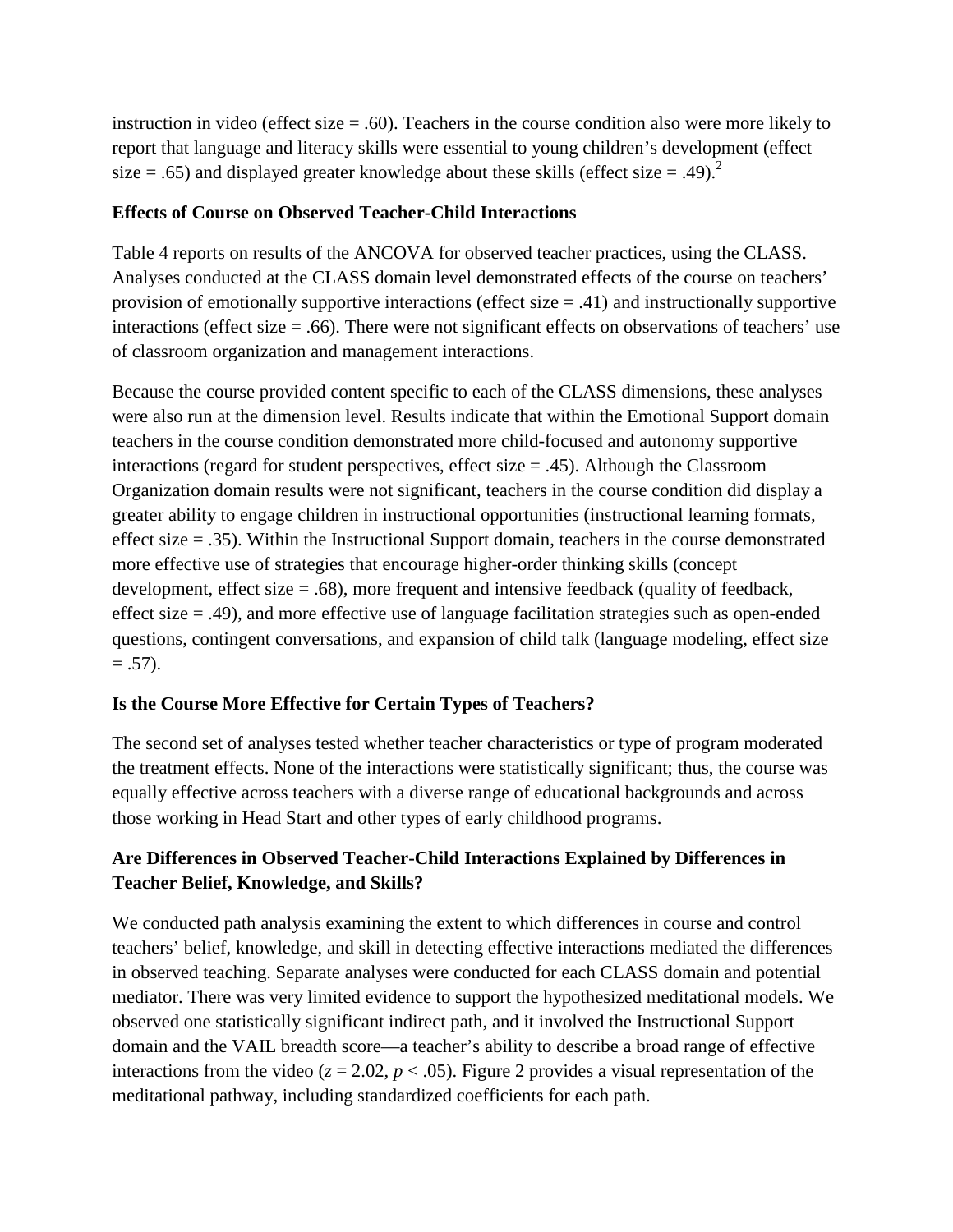instruction in video (effect size = .60). Teachers in the course condition also were more likely to report that language and literacy skills were essential to young children's development (effect size = .65) and displayed greater knowledge about these skills (effect size = .49).[2]

### Effects of Course on Observed Teacher-Child Interactions

Table 4 reports on results of the ANCOVA for observed teacher practices, using the CLASS. Analyses conducted at the CLASS domain level demonstrated effects of the course on teachers' provision of emotionally supportive interactions (effect size = .41) and instructionally supportive interactions (effect size = .66). There were not significant effects on observations of teachers' use of classroom organization and management interactions.

Because the course provided content specific to each of the CLASS dimensions, these analyses were also run at the dimension level. Results indicate that within the Emotional Support domain teachers in the course condition demonstrated more child-focused and autonomy supportive interactions (regard for student perspectives, effect size = .45). Although the Classroom Organization domain results were not significant, teachers in the course condition did display a greater ability to engage children in instructional opportunities (instructional learning formats, effect size = .35). Within the Instructional Support domain, teachers in the course demonstrated more effective use of strategies that encourage higher-order thinking skills (concept development, effect size = .68), more frequent and intensive feedback (quality of feedback, effect size = .49), and more effective use of language facilitation strategies such as open-ended questions, contingent conversations, and expansion of child talk (language modeling, effect size = .57).

### Is the Course More Effective for Certain Types of Teachers?

The second set of analyses tested whether teacher characteristics or type of program moderated the treatment effects. None of the interactions were statistically significant; thus, the course was equally effective across teachers with a diverse range of educational backgrounds and across those working in Head Start and other types of early childhood programs.

### Are Differences in Observed Teacher-Child Interactions Explained by Differences in Teacher Belief, Knowledge, and Skills?

We conducted path analysis examining the extent to which differences in course and control teachers' belief, knowledge, and skill in detecting effective interactions mediated the differences in observed teaching. Separate analyses were conducted for each CLASS domain and potential mediator. There was very limited evidence to support the hypothesized meditational models. We observed one statistically significant indirect path, and it involved the Instructional Support domain and the VAIL breadth score—a teacher's ability to describe a broad range of effective interactions from the video ($z = 2.02$, $p < .05$). Figure 2 provides a visual representation of the meditational pathway, including standardized coefficients for each path.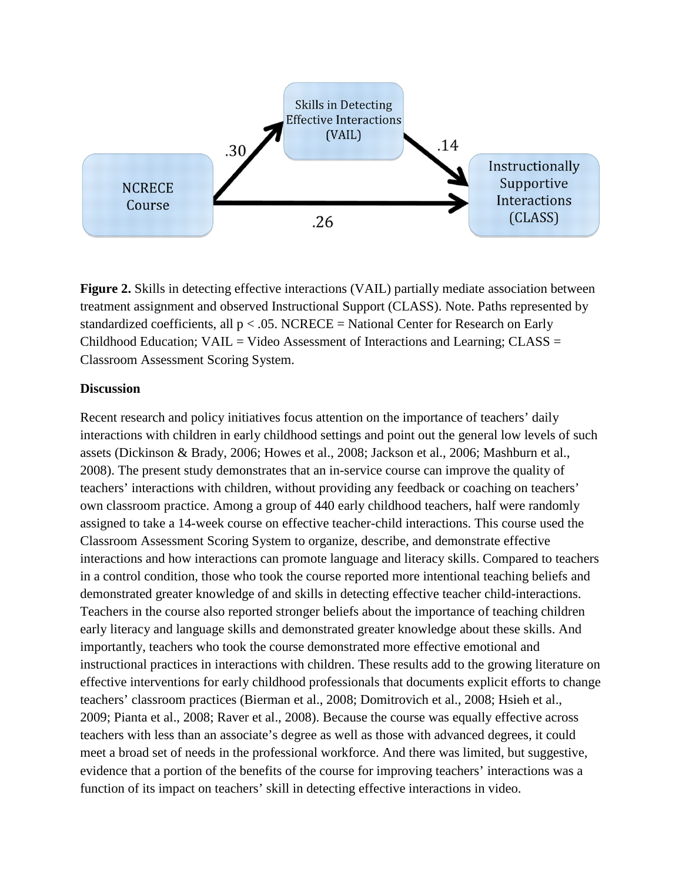**Figure 2.** Skills in detecting effective interactions (VAIL) partially mediate association between treatment assignment and observed Instructional Support (CLASS). Note. Paths represented by standardized coefficients, all $p < .05$. NCRECE = National Center for Research on Early Childhood Education; VAIL = Video Assessment of Interactions and Learning; CLASS = Classroom Assessment Scoring System.

**Discussion**

Recent research and policy initiatives focus attention on the importance of teachers' daily interactions with children in early childhood settings and point out the general low levels of such assets (Dickinson & Brady, 2006; Howes et al., 2008; Jackson et al., 2006; Mashburn et al., 2008). The present study demonstrates that an in-service course can improve the quality of teachers' interactions with children, without providing any feedback or coaching on teachers' own classroom practice. Among a group of 440 early childhood teachers, half were randomly assigned to take a 14-week course on effective teacher-child interactions. This course used the Classroom Assessment Scoring System to organize, describe, and demonstrate effective interactions and how interactions can promote language and literacy skills. Compared to teachers in a control condition, those who took the course reported more intentional teaching beliefs and demonstrated greater knowledge of and skills in detecting effective teacher child-interactions. Teachers in the course also reported stronger beliefs about the importance of teaching children early literacy and language skills and demonstrated greater knowledge about these skills. And importantly, teachers who took the course demonstrated more effective emotional and instructional practices in interactions with children. These results add to the growing literature on effective interventions for early childhood professionals that documents explicit efforts to change teachers' classroom practices (Bierman et al., 2008; Domitrovich et al., 2008; Hsieh et al., 2009; Pianta et al., 2008; Raver et al., 2008). Because the course was equally effective across teachers with less than an associate's degree as well as those with advanced degrees, it could meet a broad set of needs in the professional workforce. And there was limited, but suggestive, evidence that a portion of the benefits of the course for improving teachers' interactions was a function of its impact on teachers' skill in detecting effective interactions in video.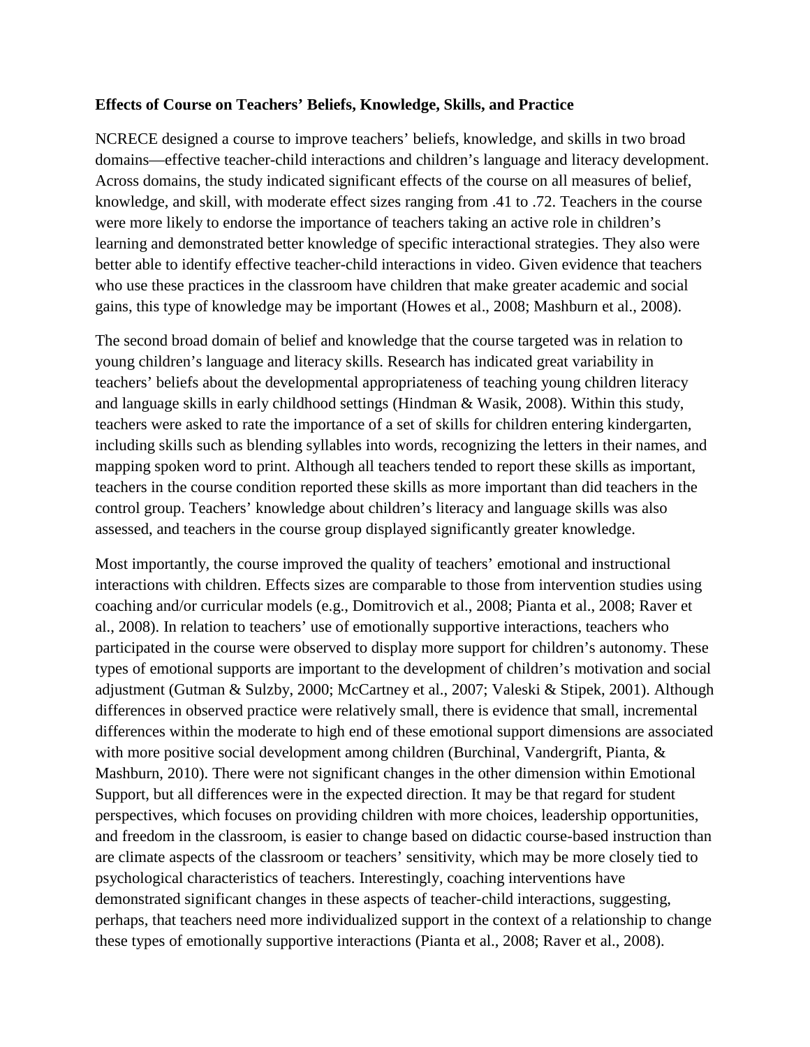**Effects of Course on Teachers' Beliefs, Knowledge, Skills, and Practice**

NCRECE designed a course to improve teachers' beliefs, knowledge, and skills in two broad domains—effective teacher-child interactions and children's language and literacy development. Across domains, the study indicated significant effects of the course on all measures of belief, knowledge, and skill, with moderate effect sizes ranging from .41 to .72. Teachers in the course were more likely to endorse the importance of teachers taking an active role in children's learning and demonstrated better knowledge of specific interactional strategies. They also were better able to identify effective teacher-child interactions in video. Given evidence that teachers who use these practices in the classroom have children that make greater academic and social gains, this type of knowledge may be important (Howes et al., 2008; Mashburn et al., 2008).

The second broad domain of belief and knowledge that the course targeted was in relation to young children's language and literacy skills. Research has indicated great variability in teachers' beliefs about the developmental appropriateness of teaching young children literacy and language skills in early childhood settings (Hindman & Wasik, 2008). Within this study, teachers were asked to rate the importance of a set of skills for children entering kindergarten, including skills such as blending syllables into words, recognizing the letters in their names, and mapping spoken word to print. Although all teachers tended to report these skills as important, teachers in the course condition reported these skills as more important than did teachers in the control group. Teachers' knowledge about children's literacy and language skills was also assessed, and teachers in the course group displayed significantly greater knowledge.

Most importantly, the course improved the quality of teachers' emotional and instructional interactions with children. Effects sizes are comparable to those from intervention studies using coaching and/or curricular models (e.g., Domitrovich et al., 2008; Pianta et al., 2008; Raver et al., 2008). In relation to teachers' use of emotionally supportive interactions, teachers who participated in the course were observed to display more support for children's autonomy. These types of emotional supports are important to the development of children's motivation and social adjustment (Gutman & Sulzby, 2000; McCartney et al., 2007; Valeski & Stipek, 2001). Although differences in observed practice were relatively small, there is evidence that small, incremental differences within the moderate to high end of these emotional support dimensions are associated with more positive social development among children (Burchinal, Vandergrift, Pianta, & Mashburn, 2010). There were not significant changes in the other dimension within Emotional Support, but all differences were in the expected direction. It may be that regard for student perspectives, which focuses on providing children with more choices, leadership opportunities, and freedom in the classroom, is easier to change based on didactic course-based instruction than are climate aspects of the classroom or teachers' sensitivity, which may be more closely tied to psychological characteristics of teachers. Interestingly, coaching interventions have demonstrated significant changes in these aspects of teacher-child interactions, suggesting, perhaps, that teachers need more individualized support in the context of a relationship to change these types of emotionally supportive interactions (Pianta et al., 2008; Raver et al., 2008).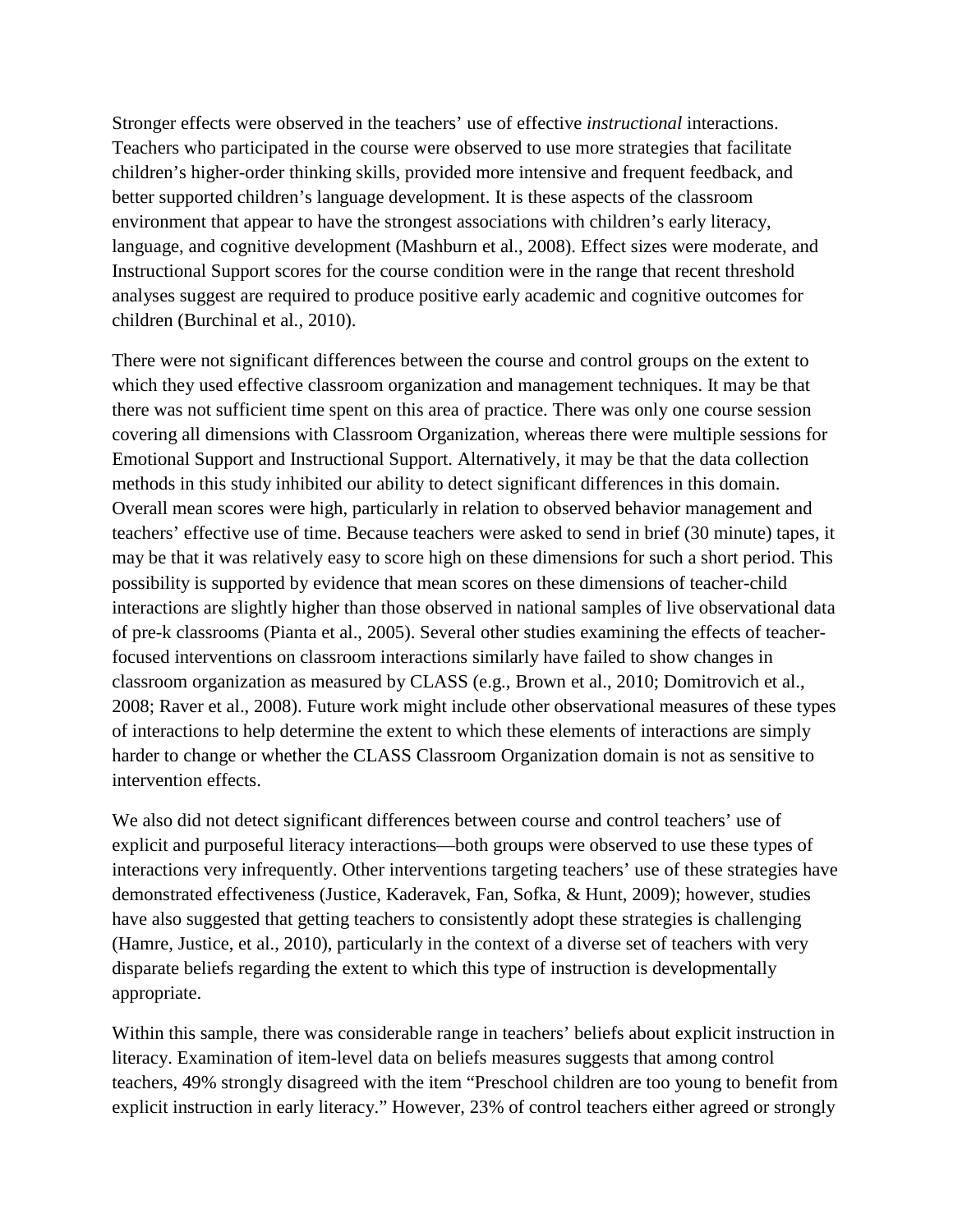Stronger effects were observed in the teachers' use of effective *instructional* interactions. Teachers who participated in the course were observed to use more strategies that facilitate children's higher-order thinking skills, provided more intensive and frequent feedback, and better supported children's language development. It is these aspects of the classroom environment that appear to have the strongest associations with children's early literacy, language, and cognitive development (Mashburn et al., 2008). Effect sizes were moderate, and Instructional Support scores for the course condition were in the range that recent threshold analyses suggest are required to produce positive early academic and cognitive outcomes for children (Burchinal et al., 2010).

There were not significant differences between the course and control groups on the extent to which they used effective classroom organization and management techniques. It may be that there was not sufficient time spent on this area of practice. There was only one course session covering all dimensions with Classroom Organization, whereas there were multiple sessions for Emotional Support and Instructional Support. Alternatively, it may be that the data collection methods in this study inhibited our ability to detect significant differences in this domain. Overall mean scores were high, particularly in relation to observed behavior management and teachers' effective use of time. Because teachers were asked to send in brief (30 minute) tapes, it may be that it was relatively easy to score high on these dimensions for such a short period. This possibility is supported by evidence that mean scores on these dimensions of teacher-child interactions are slightly higher than those observed in national samples of live observational data of pre-k classrooms (Pianta et al., 2005). Several other studies examining the effects of teacher-focused interventions on classroom interactions similarly have failed to show changes in classroom organization as measured by CLASS (e.g., Brown et al., 2010; Domitrovich et al., 2008; Raver et al., 2008). Future work might include other observational measures of these types of interactions to help determine the extent to which these elements of interactions are simply harder to change or whether the CLASS Classroom Organization domain is not as sensitive to intervention effects.

We also did not detect significant differences between course and control teachers' use of explicit and purposeful literacy interactions—both groups were observed to use these types of interactions very infrequently. Other interventions targeting teachers' use of these strategies have demonstrated effectiveness (Justice, Kaderavek, Fan, Sofka, & Hunt, 2009); however, studies have also suggested that getting teachers to consistently adopt these strategies is challenging (Hamre, Justice, et al., 2010), particularly in the context of a diverse set of teachers with very disparate beliefs regarding the extent to which this type of instruction is developmentally appropriate.

Within this sample, there was considerable range in teachers' beliefs about explicit instruction in literacy. Examination of item-level data on beliefs measures suggests that among control teachers, 49% strongly disagreed with the item "Preschool children are too young to benefit from explicit instruction in early literacy." However, 23% of control teachers either agreed or strongly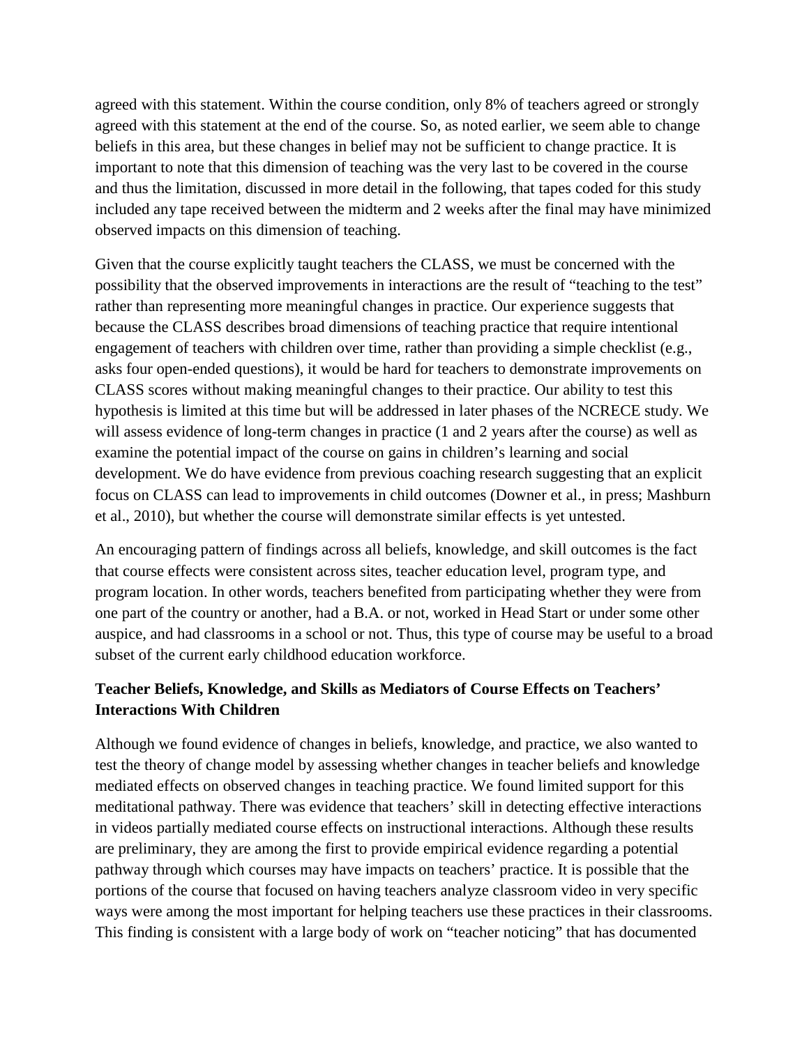agreed with this statement. Within the course condition, only 8% of teachers agreed or strongly agreed with this statement at the end of the course. So, as noted earlier, we seem able to change beliefs in this area, but these changes in belief may not be sufficient to change practice. It is important to note that this dimension of teaching was the very last to be covered in the course and thus the limitation, discussed in more detail in the following, that tapes coded for this study included any tape received between the midterm and 2 weeks after the final may have minimized observed impacts on this dimension of teaching.

Given that the course explicitly taught teachers the CLASS, we must be concerned with the possibility that the observed improvements in interactions are the result of "teaching to the test" rather than representing more meaningful changes in practice. Our experience suggests that because the CLASS describes broad dimensions of teaching practice that require intentional engagement of teachers with children over time, rather than providing a simple checklist (e.g., asks four open-ended questions), it would be hard for teachers to demonstrate improvements on CLASS scores without making meaningful changes to their practice. Our ability to test this hypothesis is limited at this time but will be addressed in later phases of the NCRECE study. We will assess evidence of long-term changes in practice (1 and 2 years after the course) as well as examine the potential impact of the course on gains in children's learning and social development. We do have evidence from previous coaching research suggesting that an explicit focus on CLASS can lead to improvements in child outcomes (Downer et al., in press; Mashburn et al., 2010), but whether the course will demonstrate similar effects is yet untested.

An encouraging pattern of findings across all beliefs, knowledge, and skill outcomes is the fact that course effects were consistent across sites, teacher education level, program type, and program location. In other words, teachers benefited from participating whether they were from one part of the country or another, had a B.A. or not, worked in Head Start or under some other auspice, and had classrooms in a school or not. Thus, this type of course may be useful to a broad subset of the current early childhood education workforce.

### Teacher Beliefs, Knowledge, and Skills as Mediators of Course Effects on Teachers' Interactions With Children

Although we found evidence of changes in beliefs, knowledge, and practice, we also wanted to test the theory of change model by assessing whether changes in teacher beliefs and knowledge mediated effects on observed changes in teaching practice. We found limited support for this meditational pathway. There was evidence that teachers' skill in detecting effective interactions in videos partially mediated course effects on instructional interactions. Although these results are preliminary, they are among the first to provide empirical evidence regarding a potential pathway through which courses may have impacts on teachers' practice. It is possible that the portions of the course that focused on having teachers analyze classroom video in very specific ways were among the most important for helping teachers use these practices in their classrooms. This finding is consistent with a large body of work on "teacher noticing" that has documented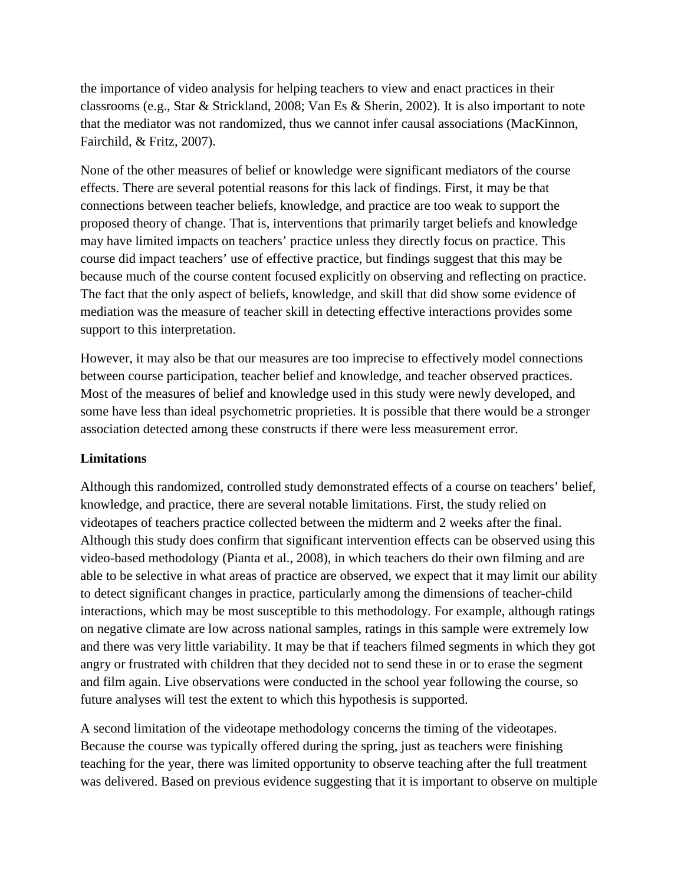the importance of video analysis for helping teachers to view and enact practices in their classrooms (e.g., Star & Strickland, 2008; Van Es & Sherin, 2002). It is also important to note that the mediator was not randomized, thus we cannot infer causal associations (MacKinnon, Fairchild, & Fritz, 2007).

None of the other measures of belief or knowledge were significant mediators of the course effects. There are several potential reasons for this lack of findings. First, it may be that connections between teacher beliefs, knowledge, and practice are too weak to support the proposed theory of change. That is, interventions that primarily target beliefs and knowledge may have limited impacts on teachers' practice unless they directly focus on practice. This course did impact teachers' use of effective practice, but findings suggest that this may be because much of the course content focused explicitly on observing and reflecting on practice. The fact that the only aspect of beliefs, knowledge, and skill that did show some evidence of mediation was the measure of teacher skill in detecting effective interactions provides some support to this interpretation.

However, it may also be that our measures are too imprecise to effectively model connections between course participation, teacher belief and knowledge, and teacher observed practices. Most of the measures of belief and knowledge used in this study were newly developed, and some have less than ideal psychometric proprieties. It is possible that there would be a stronger association detected among these constructs if there were less measurement error.

**Limitations**

Although this randomized, controlled study demonstrated effects of a course on teachers' belief, knowledge, and practice, there are several notable limitations. First, the study relied on videotapes of teachers practice collected between the midterm and 2 weeks after the final. Although this study does confirm that significant intervention effects can be observed using this video-based methodology (Pianta et al., 2008), in which teachers do their own filming and are able to be selective in what areas of practice are observed, we expect that it may limit our ability to detect significant changes in practice, particularly among the dimensions of teacher-child interactions, which may be most susceptible to this methodology. For example, although ratings on negative climate are low across national samples, ratings in this sample were extremely low and there was very little variability. It may be that if teachers filmed segments in which they got angry or frustrated with children that they decided not to send these in or to erase the segment and film again. Live observations were conducted in the school year following the course, so future analyses will test the extent to which this hypothesis is supported.

A second limitation of the videotape methodology concerns the timing of the videotapes. Because the course was typically offered during the spring, just as teachers were finishing teaching for the year, there was limited opportunity to observe teaching after the full treatment was delivered. Based on previous evidence suggesting that it is important to observe on multiple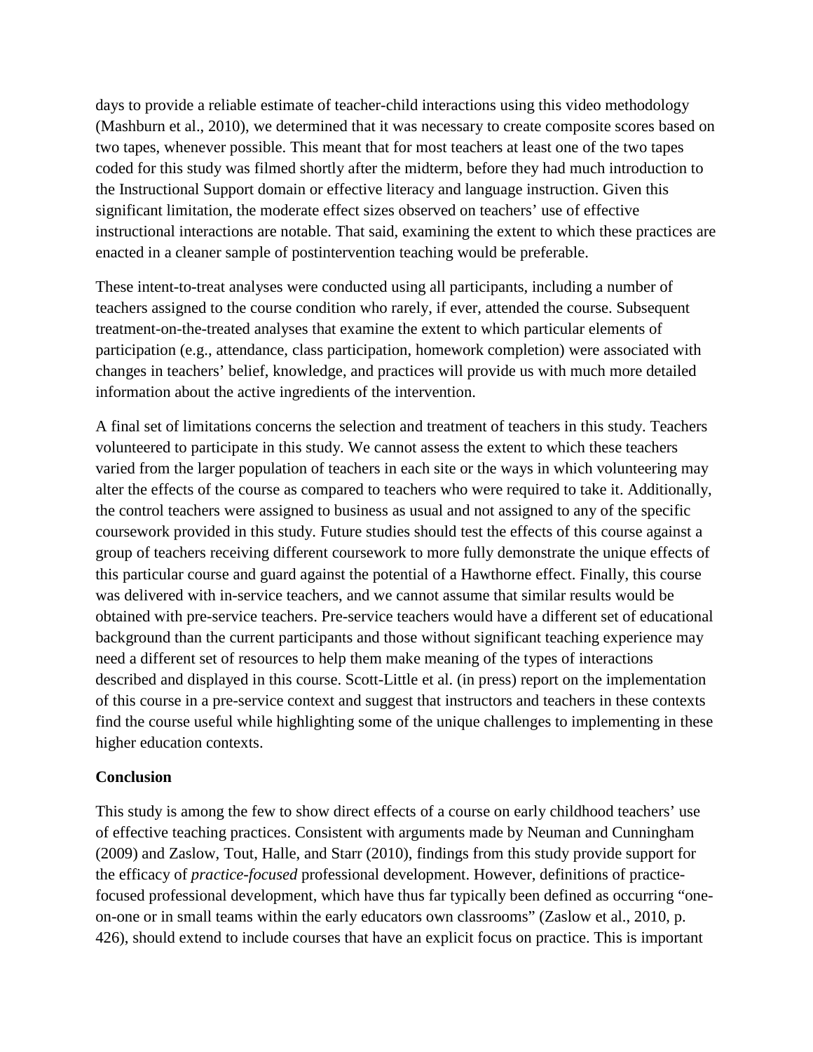days to provide a reliable estimate of teacher-child interactions using this video methodology (Mashburn et al., 2010), we determined that it was necessary to create composite scores based on two tapes, whenever possible. This meant that for most teachers at least one of the two tapes coded for this study was filmed shortly after the midterm, before they had much introduction to the Instructional Support domain or effective literacy and language instruction. Given this significant limitation, the moderate effect sizes observed on teachers' use of effective instructional interactions are notable. That said, examining the extent to which these practices are enacted in a cleaner sample of postintervention teaching would be preferable.

These intent-to-treat analyses were conducted using all participants, including a number of teachers assigned to the course condition who rarely, if ever, attended the course. Subsequent treatment-on-the-treated analyses that examine the extent to which particular elements of participation (e.g., attendance, class participation, homework completion) were associated with changes in teachers' belief, knowledge, and practices will provide us with much more detailed information about the active ingredients of the intervention.

A final set of limitations concerns the selection and treatment of teachers in this study. Teachers volunteered to participate in this study. We cannot assess the extent to which these teachers varied from the larger population of teachers in each site or the ways in which volunteering may alter the effects of the course as compared to teachers who were required to take it. Additionally, the control teachers were assigned to business as usual and not assigned to any of the specific coursework provided in this study. Future studies should test the effects of this course against a group of teachers receiving different coursework to more fully demonstrate the unique effects of this particular course and guard against the potential of a Hawthorne effect. Finally, this course was delivered with in-service teachers, and we cannot assume that similar results would be obtained with pre-service teachers. Pre-service teachers would have a different set of educational background than the current participants and those without significant teaching experience may need a different set of resources to help them make meaning of the types of interactions described and displayed in this course. Scott-Little et al. (in press) report on the implementation of this course in a pre-service context and suggest that instructors and teachers in these contexts find the course useful while highlighting some of the unique challenges to implementing in these higher education contexts.

## Conclusion

This study is among the few to show direct effects of a course on early childhood teachers' use of effective teaching practices. Consistent with arguments made by Neuman and Cunningham (2009) and Zaslow, Tout, Halle, and Starr (2010), findings from this study provide support for the efficacy of *practice-focused* professional development. However, definitions of practice-focused professional development, which have thus far typically been defined as occurring "one-on-one or in small teams within the early educators own classrooms" (Zaslow et al., 2010, p. 426), should extend to include courses that have an explicit focus on practice. This is important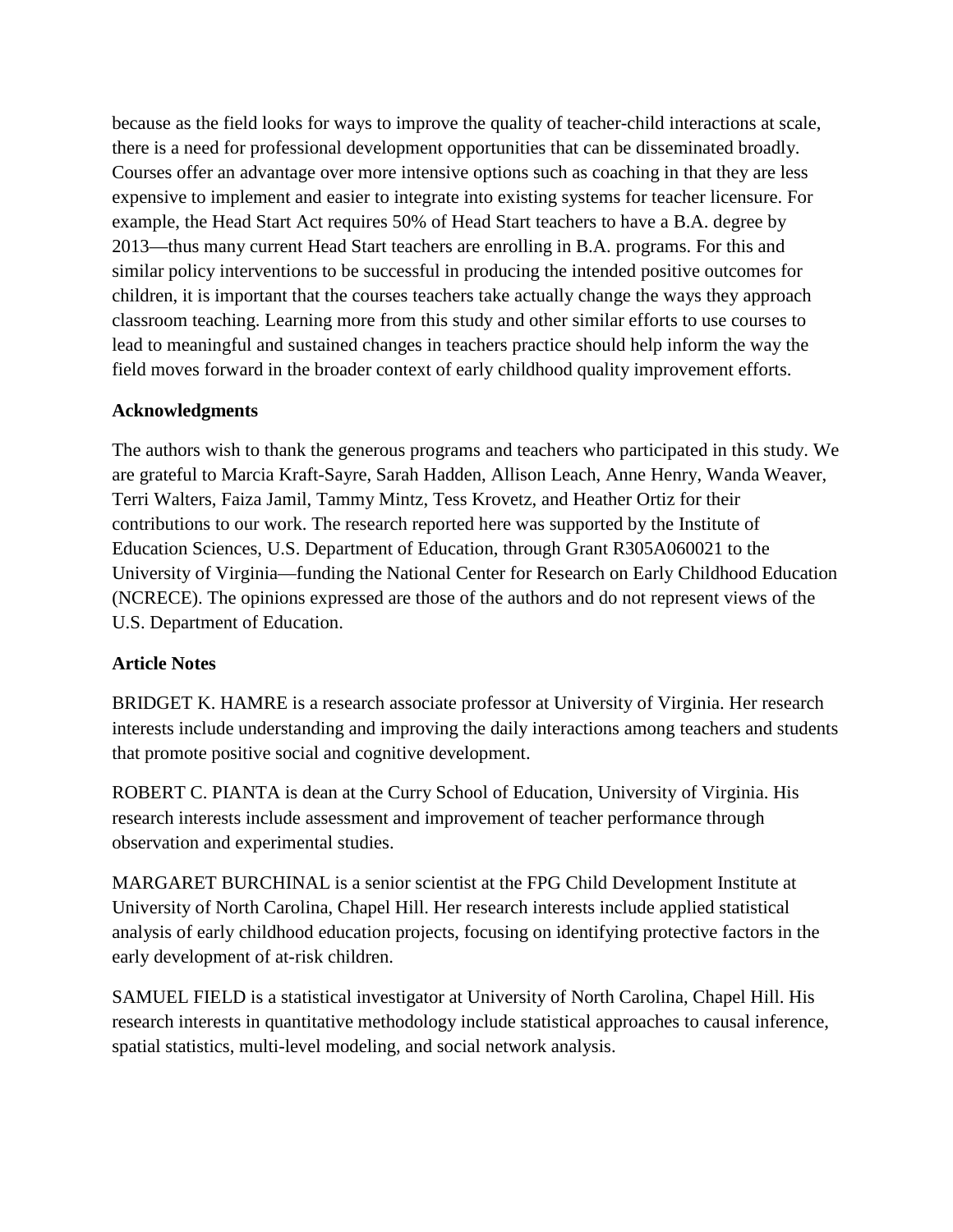because as the field looks for ways to improve the quality of teacher-child interactions at scale, there is a need for professional development opportunities that can be disseminated broadly. Courses offer an advantage over more intensive options such as coaching in that they are less expensive to implement and easier to integrate into existing systems for teacher licensure. For example, the Head Start Act requires 50% of Head Start teachers to have a B.A. degree by 2013—thus many current Head Start teachers are enrolling in B.A. programs. For this and similar policy interventions to be successful in producing the intended positive outcomes for children, it is important that the courses teachers take actually change the ways they approach classroom teaching. Learning more from this study and other similar efforts to use courses to lead to meaningful and sustained changes in teachers practice should help inform the way the field moves forward in the broader context of early childhood quality improvement efforts.

## Acknowledgments

The authors wish to thank the generous programs and teachers who participated in this study. We are grateful to Marcia Kraft-Sayre, Sarah Hadden, Allison Leach, Anne Henry, Wanda Weaver, Terri Walters, Faiza Jamil, Tammy Mintz, Tess Krovetz, and Heather Ortiz for their contributions to our work. The research reported here was supported by the Institute of Education Sciences, U.S. Department of Education, through Grant R305A060021 to the University of Virginia—funding the National Center for Research on Early Childhood Education (NCRECE). The opinions expressed are those of the authors and do not represent views of the U.S. Department of Education.

## Article Notes

BRIDGET K. HAMRE is a research associate professor at University of Virginia. Her research interests include understanding and improving the daily interactions among teachers and students that promote positive social and cognitive development.

ROBERT C. PIANTA is dean at the Curry School of Education, University of Virginia. His research interests include assessment and improvement of teacher performance through observation and experimental studies.

MARGARET BURCHINAL is a senior scientist at the FPG Child Development Institute at University of North Carolina, Chapel Hill. Her research interests include applied statistical analysis of early childhood education projects, focusing on identifying protective factors in the early development of at-risk children.

SAMUEL FIELD is a statistical investigator at University of North Carolina, Chapel Hill. His research interests in quantitative methodology include statistical approaches to causal inference, spatial statistics, multi-level modeling, and social network analysis.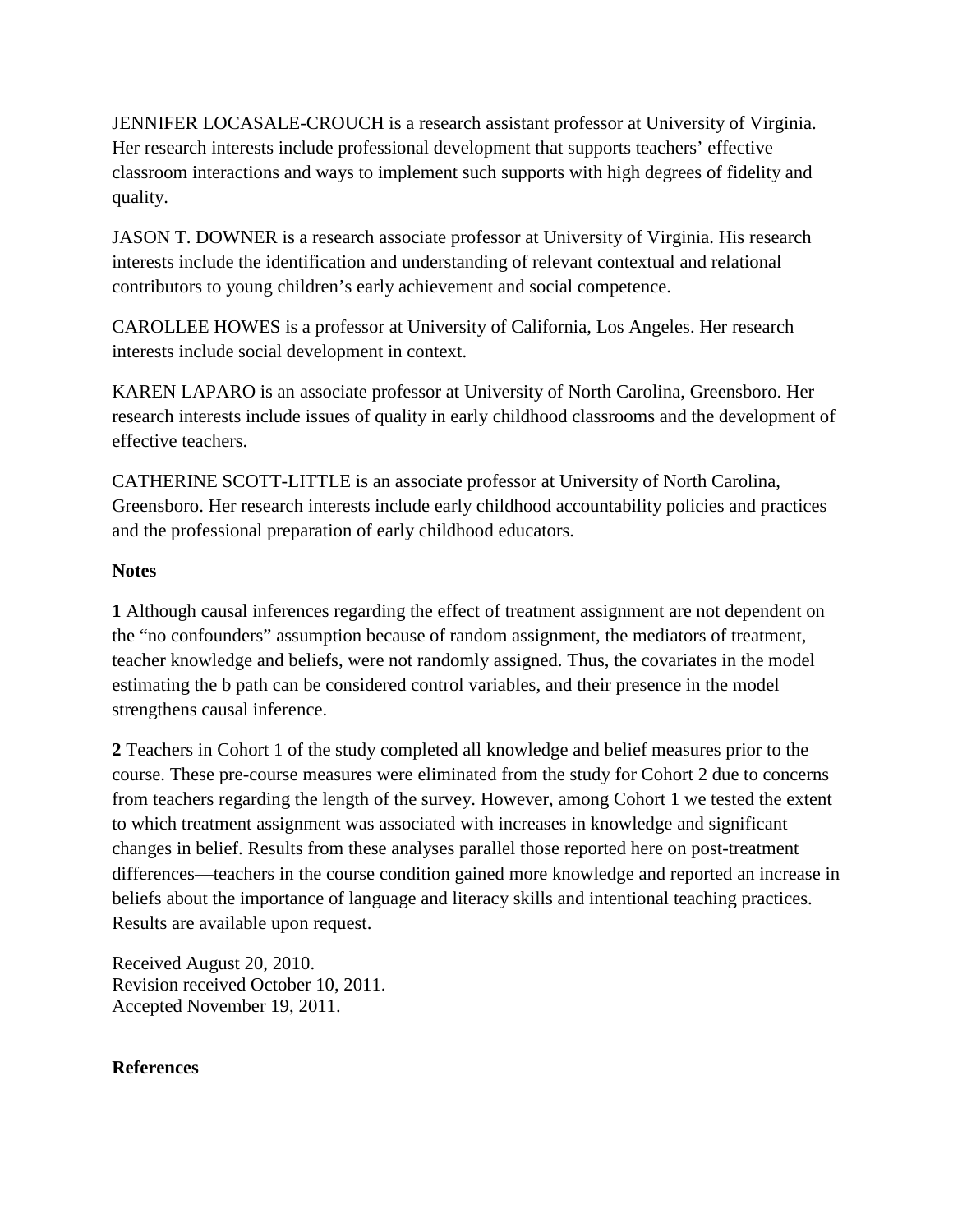JENNIFER LOCASALE-CROUCH is a research assistant professor at University of Virginia. Her research interests include professional development that supports teachers' effective classroom interactions and ways to implement such supports with high degrees of fidelity and quality.

JASON T. DOWNER is a research associate professor at University of Virginia. His research interests include the identification and understanding of relevant contextual and relational contributors to young children's early achievement and social competence.

CAROLLEE HOWES is a professor at University of California, Los Angeles. Her research interests include social development in context.

KAREN LAPARO is an associate professor at University of North Carolina, Greensboro. Her research interests include issues of quality in early childhood classrooms and the development of effective teachers.

CATHERINE SCOTT-LITTLE is an associate professor at University of North Carolina, Greensboro. Her research interests include early childhood accountability policies and practices and the professional preparation of early childhood educators.

**Notes**

**1** Although causal inferences regarding the effect of treatment assignment are not dependent on the "no confounders" assumption because of random assignment, the mediators of treatment, teacher knowledge and beliefs, were not randomly assigned. Thus, the covariates in the model estimating the b path can be considered control variables, and their presence in the model strengthens causal inference.

**2** Teachers in Cohort 1 of the study completed all knowledge and belief measures prior to the course. These pre-course measures were eliminated from the study for Cohort 2 due to concerns from teachers regarding the length of the survey. However, among Cohort 1 we tested the extent to which treatment assignment was associated with increases in knowledge and significant changes in belief. Results from these analyses parallel those reported here on post-treatment differences—teachers in the course condition gained more knowledge and reported an increase in beliefs about the importance of language and literacy skills and intentional teaching practices. Results are available upon request.

Received August 20, 2010.
Revision received October 10, 2011.
Accepted November 19, 2011.

**References**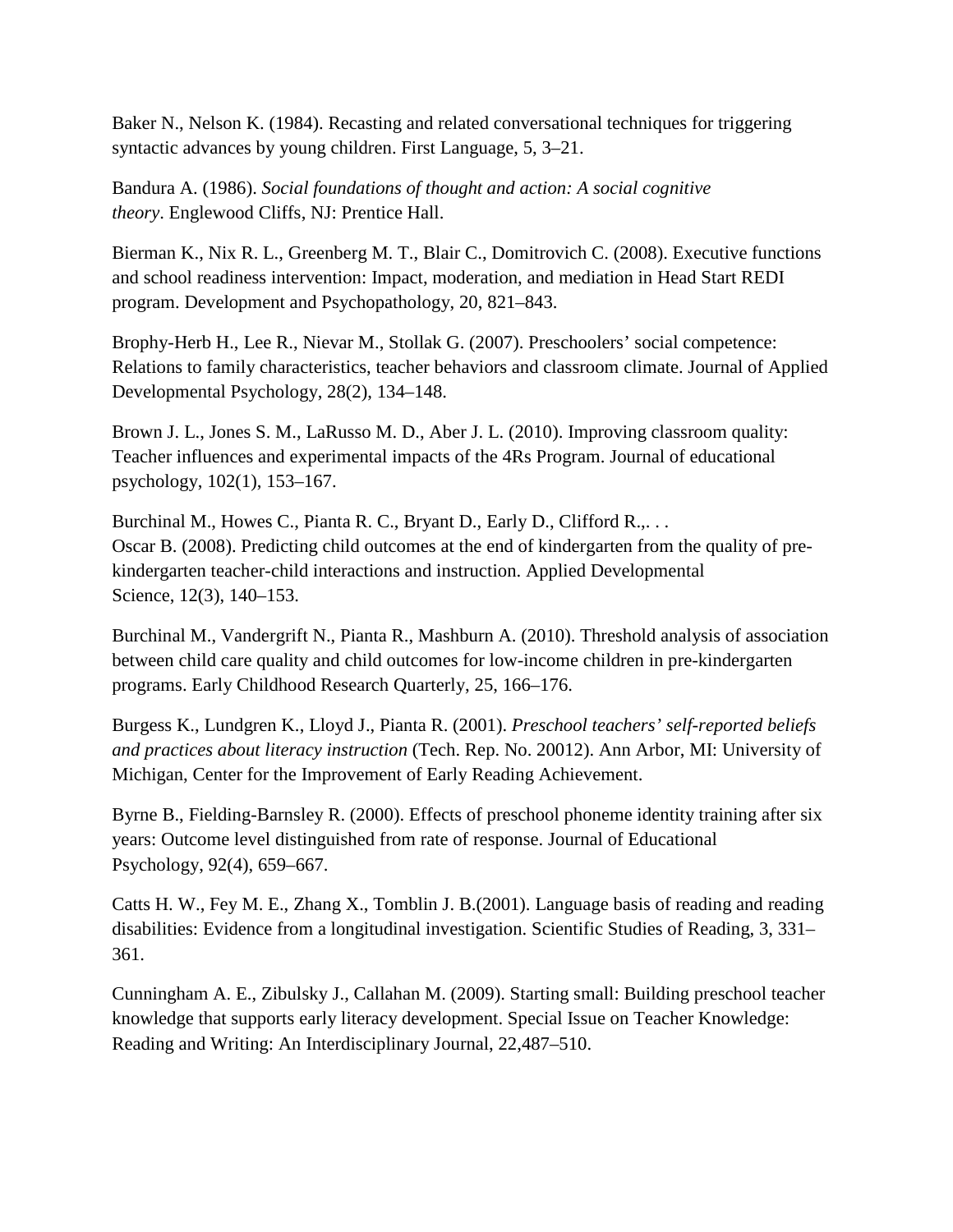Baker N., Nelson K. (1984). Recasting and related conversational techniques for triggering syntactic advances by young children. First Language, 5, 3–21.

Bandura A. (1986). *Social foundations of thought and action: A social cognitive theory*. Englewood Cliffs, NJ: Prentice Hall.

Bierman K., Nix R. L., Greenberg M. T., Blair C., Domitrovich C. (2008). Executive functions and school readiness intervention: Impact, moderation, and mediation in Head Start REDI program. Development and Psychopathology, 20, 821–843.

Brophy-Herb H., Lee R., Nievar M., Stollak G. (2007). Preschoolers' social competence: Relations to family characteristics, teacher behaviors and classroom climate. Journal of Applied Developmental Psychology, 28(2), 134–148.

Brown J. L., Jones S. M., LaRusso M. D., Aber J. L. (2010). Improving classroom quality: Teacher influences and experimental impacts of the 4Rs Program. Journal of educational psychology, 102(1), 153–167.

Burchinal M., Howes C., Pianta R. C., Bryant D., Early D., Clifford R.,. . . Oscar B. (2008). Predicting child outcomes at the end of kindergarten from the quality of pre-kindergarten teacher-child interactions and instruction. Applied Developmental Science, 12(3), 140–153.

Burchinal M., Vandergrift N., Pianta R., Mashburn A. (2010). Threshold analysis of association between child care quality and child outcomes for low-income children in pre-kindergarten programs. Early Childhood Research Quarterly, 25, 166–176.

Burgess K., Lundgren K., Lloyd J., Pianta R. (2001). *Preschool teachers' self-reported beliefs and practices about literacy instruction* (Tech. Rep. No. 20012). Ann Arbor, MI: University of Michigan, Center for the Improvement of Early Reading Achievement.

Byrne B., Fielding-Barnsley R. (2000). Effects of preschool phoneme identity training after six years: Outcome level distinguished from rate of response. Journal of Educational Psychology, 92(4), 659–667.

Catts H. W., Fey M. E., Zhang X., Tomblin J. B.(2001). Language basis of reading and reading disabilities: Evidence from a longitudinal investigation. Scientific Studies of Reading, 3, 331–361.

Cunningham A. E., Zibulsky J., Callahan M. (2009). Starting small: Building preschool teacher knowledge that supports early literacy development. Special Issue on Teacher Knowledge: Reading and Writing: An Interdisciplinary Journal, 22,487–510.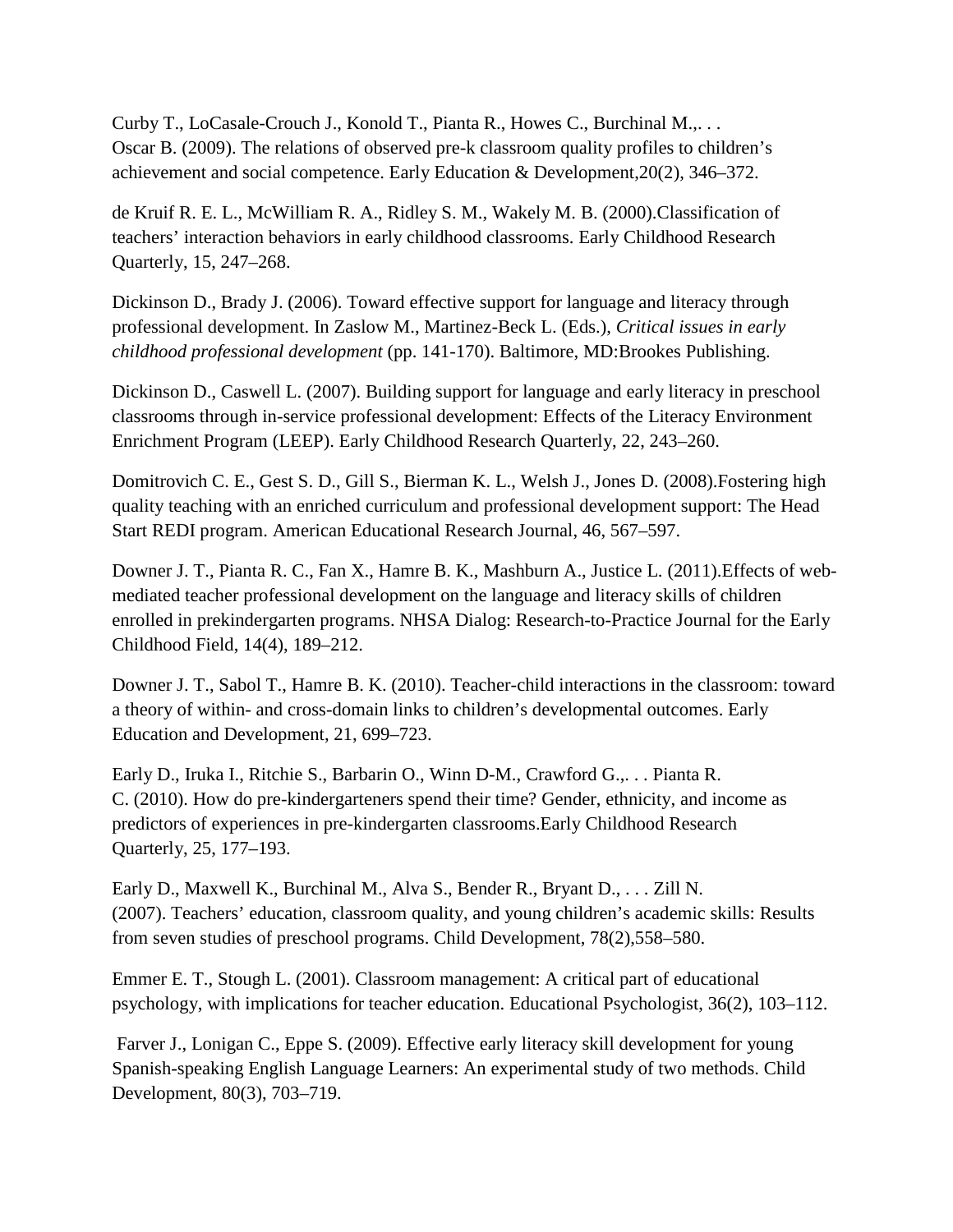Curby T., LoCasale-Crouch J., Konold T., Pianta R., Howes C., Burchinal M.,. . . Oscar B. (2009). The relations of observed pre-k classroom quality profiles to children's achievement and social competence. Early Education & Development,20(2), 346–372.

de Kruif R. E. L., McWilliam R. A., Ridley S. M., Wakely M. B. (2000).Classification of teachers' interaction behaviors in early childhood classrooms. Early Childhood Research Quarterly, 15, 247–268.

Dickinson D., Brady J. (2006). Toward effective support for language and literacy through professional development. In Zaslow M., Martinez-Beck L. (Eds.), *Critical issues in early childhood professional development* (pp. 141-170). Baltimore, MD:Brookes Publishing.

Dickinson D., Caswell L. (2007). Building support for language and early literacy in preschool classrooms through in-service professional development: Effects of the Literacy Environment Enrichment Program (LEEP). Early Childhood Research Quarterly, 22, 243–260.

Domitrovich C. E., Gest S. D., Gill S., Bierman K. L., Welsh J., Jones D. (2008).Fostering high quality teaching with an enriched curriculum and professional development support: The Head Start REDI program. American Educational Research Journal, 46, 567–597.

Downer J. T., Pianta R. C., Fan X., Hamre B. K., Mashburn A., Justice L. (2011).Effects of web-mediated teacher professional development on the language and literacy skills of children enrolled in prekindergarten programs. NHSA Dialog: Research-to-Practice Journal for the Early Childhood Field, 14(4), 189–212.

Downer J. T., Sabol T., Hamre B. K. (2010). Teacher-child interactions in the classroom: toward a theory of within- and cross-domain links to children's developmental outcomes. Early Education and Development, 21, 699–723.

Early D., Iruka I., Ritchie S., Barbarin O., Winn D-M., Crawford G.,. . . Pianta R. C. (2010). How do pre-kindergarteners spend their time? Gender, ethnicity, and income as predictors of experiences in pre-kindergarten classrooms.Early Childhood Research Quarterly, 25, 177–193.

Early D., Maxwell K., Burchinal M., Alva S., Bender R., Bryant D., . . . Zill N. (2007). Teachers' education, classroom quality, and young children's academic skills: Results from seven studies of preschool programs. Child Development, 78(2),558–580.

Emmer E. T., Stough L. (2001). Classroom management: A critical part of educational psychology, with implications for teacher education. Educational Psychologist, 36(2), 103–112.

Farver J., Lonigan C., Eppe S. (2009). Effective early literacy skill development for young Spanish-speaking English Language Learners: An experimental study of two methods. Child Development, 80(3), 703–719.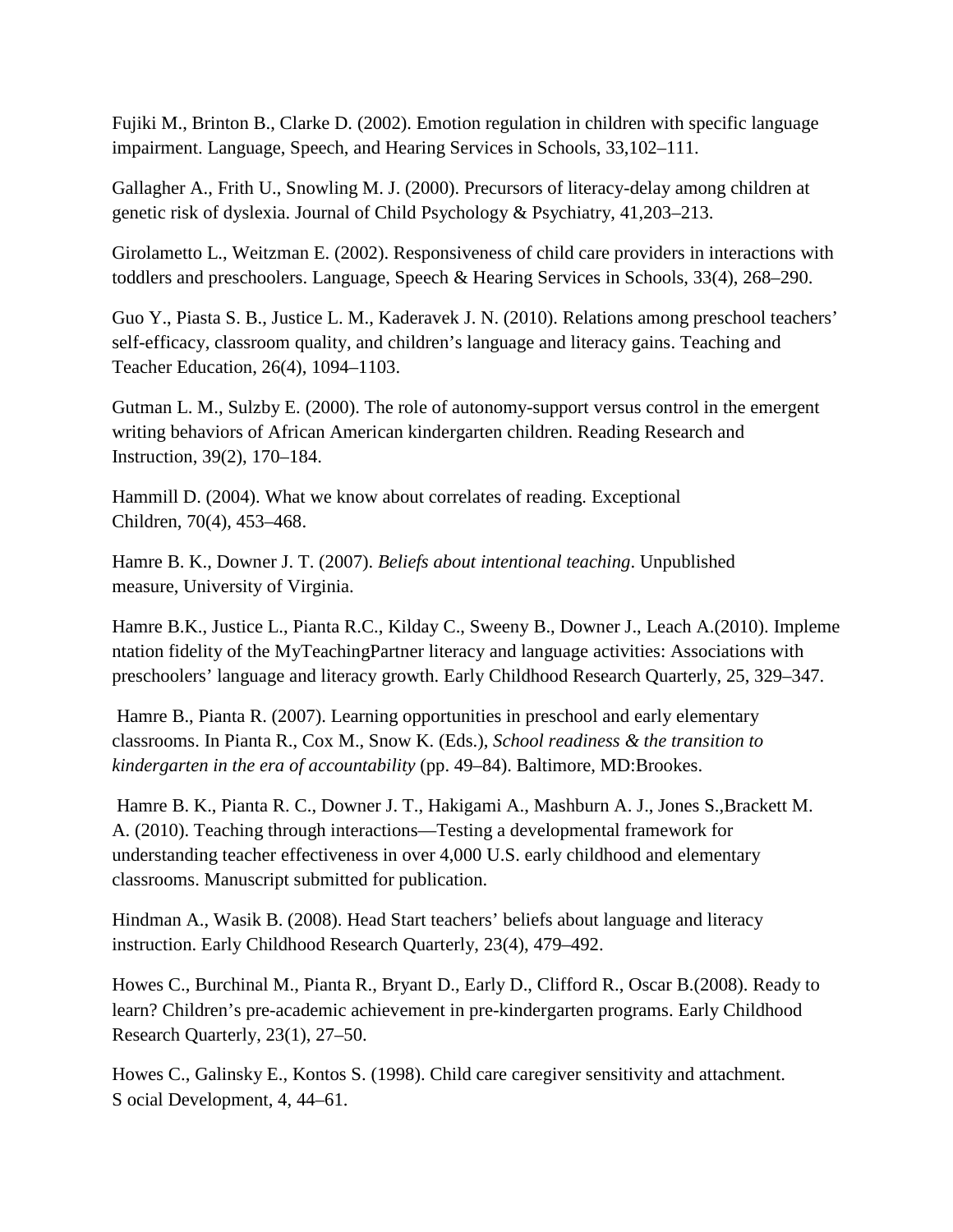Fujiki M., Brinton B., Clarke D. (2002). Emotion regulation in children with specific language impairment. Language, Speech, and Hearing Services in Schools, 33,102–111.

Gallagher A., Frith U., Snowling M. J. (2000). Precursors of literacy-delay among children at genetic risk of dyslexia. Journal of Child Psychology & Psychiatry, 41,203–213.

Girolametto L., Weitzman E. (2002). Responsiveness of child care providers in interactions with toddlers and preschoolers. Language, Speech & Hearing Services in Schools, 33(4), 268–290.

Guo Y., Piasta S. B., Justice L. M., Kaderavek J. N. (2010). Relations among preschool teachers' self-efficacy, classroom quality, and children's language and literacy gains. Teaching and Teacher Education, 26(4), 1094–1103.

Gutman L. M., Sulzby E. (2000). The role of autonomy-support versus control in the emergent writing behaviors of African American kindergarten children. Reading Research and Instruction, 39(2), 170–184.

Hammill D. (2004). What we know about correlates of reading. Exceptional Children, 70(4), 453–468.

Hamre B. K., Downer J. T. (2007). *Beliefs about intentional teaching*. Unpublished measure, University of Virginia.

Hamre B.K., Justice L., Pianta R.C., Kilday C., Sweeny B., Downer J., Leach A.(2010). Implementation fidelity of the MyTeachingPartner literacy and language activities: Associations with preschoolers' language and literacy growth. Early Childhood Research Quarterly, 25, 329–347.

Hamre B., Pianta R. (2007). Learning opportunities in preschool and early elementary classrooms. In Pianta R., Cox M., Snow K. (Eds.), *School readiness & the transition to kindergarten in the era of accountability* (pp. 49–84). Baltimore, MD:Brookes.

Hamre B. K., Pianta R. C., Downer J. T., Hakigami A., Mashburn A. J., Jones S.,Brackett M. A. (2010). Teaching through interactions—Testing a developmental framework for understanding teacher effectiveness in over 4,000 U.S. early childhood and elementary classrooms. Manuscript submitted for publication.

Hindman A., Wasik B. (2008). Head Start teachers' beliefs about language and literacy instruction. Early Childhood Research Quarterly, 23(4), 479–492.

Howes C., Burchinal M., Pianta R., Bryant D., Early D., Clifford R., Oscar B.(2008). Ready to learn? Children's pre-academic achievement in pre-kindergarten programs. Early Childhood Research Quarterly, 23(1), 27–50.

Howes C., Galinsky E., Kontos S. (1998). Child care caregiver sensitivity and attachment. S ocial Development, 4, 44–61.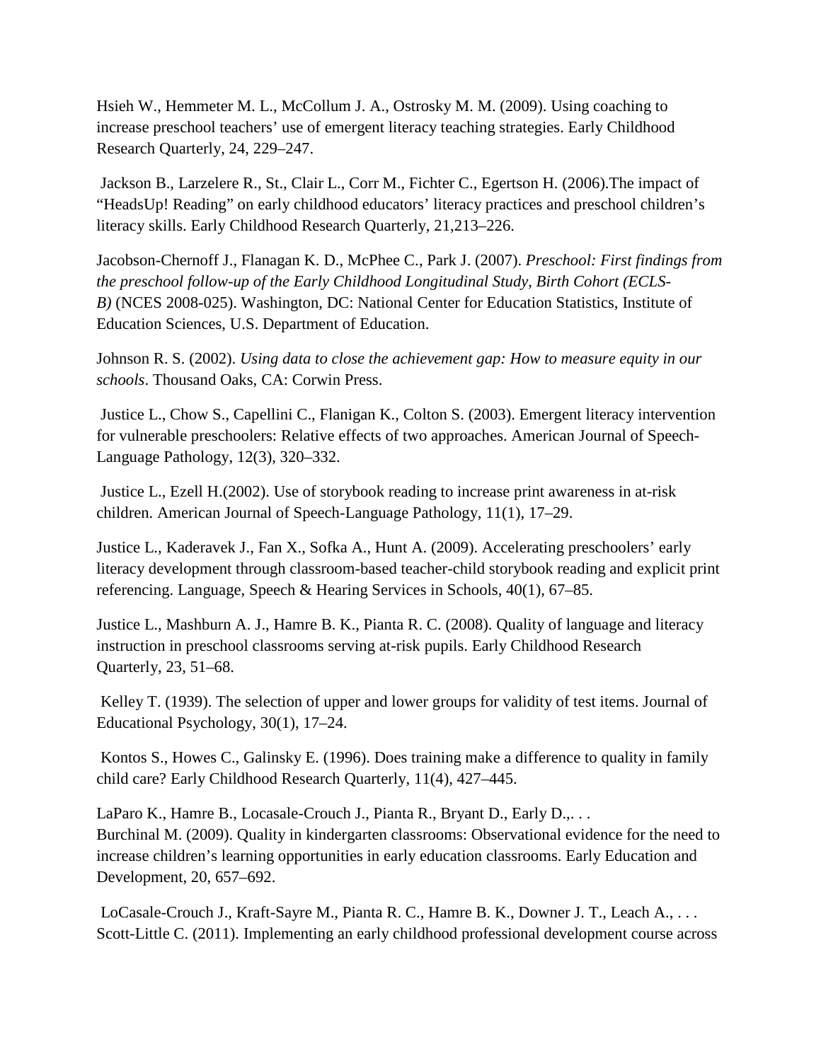Hsieh W., Hemmeter M. L., McCollum J. A., Ostrosky M. M. (2009). Using coaching to increase preschool teachers' use of emergent literacy teaching strategies. Early Childhood Research Quarterly, 24, 229–247.

Jackson B., Larzelere R., St., Clair L., Corr M., Fichter C., Egertson H. (2006).The impact of "HeadsUp! Reading" on early childhood educators' literacy practices and preschool children's literacy skills. Early Childhood Research Quarterly, 21,213–226.

Jacobson-Chernoff J., Flanagan K. D., McPhee C., Park J. (2007). *Preschool: First findings from the preschool follow-up of the Early Childhood Longitudinal Study, Birth Cohort (ECLS-B)* (NCES 2008-025). Washington, DC: National Center for Education Statistics, Institute of Education Sciences, U.S. Department of Education.

Johnson R. S. (2002). *Using data to close the achievement gap: How to measure equity in our schools*. Thousand Oaks, CA: Corwin Press.

Justice L., Chow S., Capellini C., Flanigan K., Colton S. (2003). Emergent literacy intervention for vulnerable preschoolers: Relative effects of two approaches. American Journal of Speech-Language Pathology, 12(3), 320–332.

Justice L., Ezell H.(2002). Use of storybook reading to increase print awareness in at-risk children. American Journal of Speech-Language Pathology, 11(1), 17–29.

Justice L., Kaderavek J., Fan X., Sofka A., Hunt A. (2009). Accelerating preschoolers' early literacy development through classroom-based teacher-child storybook reading and explicit print referencing. Language, Speech & Hearing Services in Schools, 40(1), 67–85.

Justice L., Mashburn A. J., Hamre B. K., Pianta R. C. (2008). Quality of language and literacy instruction in preschool classrooms serving at-risk pupils. Early Childhood Research Quarterly, 23, 51–68.

Kelley T. (1939). The selection of upper and lower groups for validity of test items. Journal of Educational Psychology, 30(1), 17–24.

Kontos S., Howes C., Galinsky E. (1996). Does training make a difference to quality in family child care? Early Childhood Research Quarterly, 11(4), 427–445.

LaParo K., Hamre B., Locasale-Crouch J., Pianta R., Bryant D., Early D.,. . . Burchinal M. (2009). Quality in kindergarten classrooms: Observational evidence for the need to increase children's learning opportunities in early education classrooms. Early Education and Development, 20, 657–692.

LoCasale-Crouch J., Kraft-Sayre M., Pianta R. C., Hamre B. K., Downer J. T., Leach A., . . . Scott-Little C. (2011). Implementing an early childhood professional development course across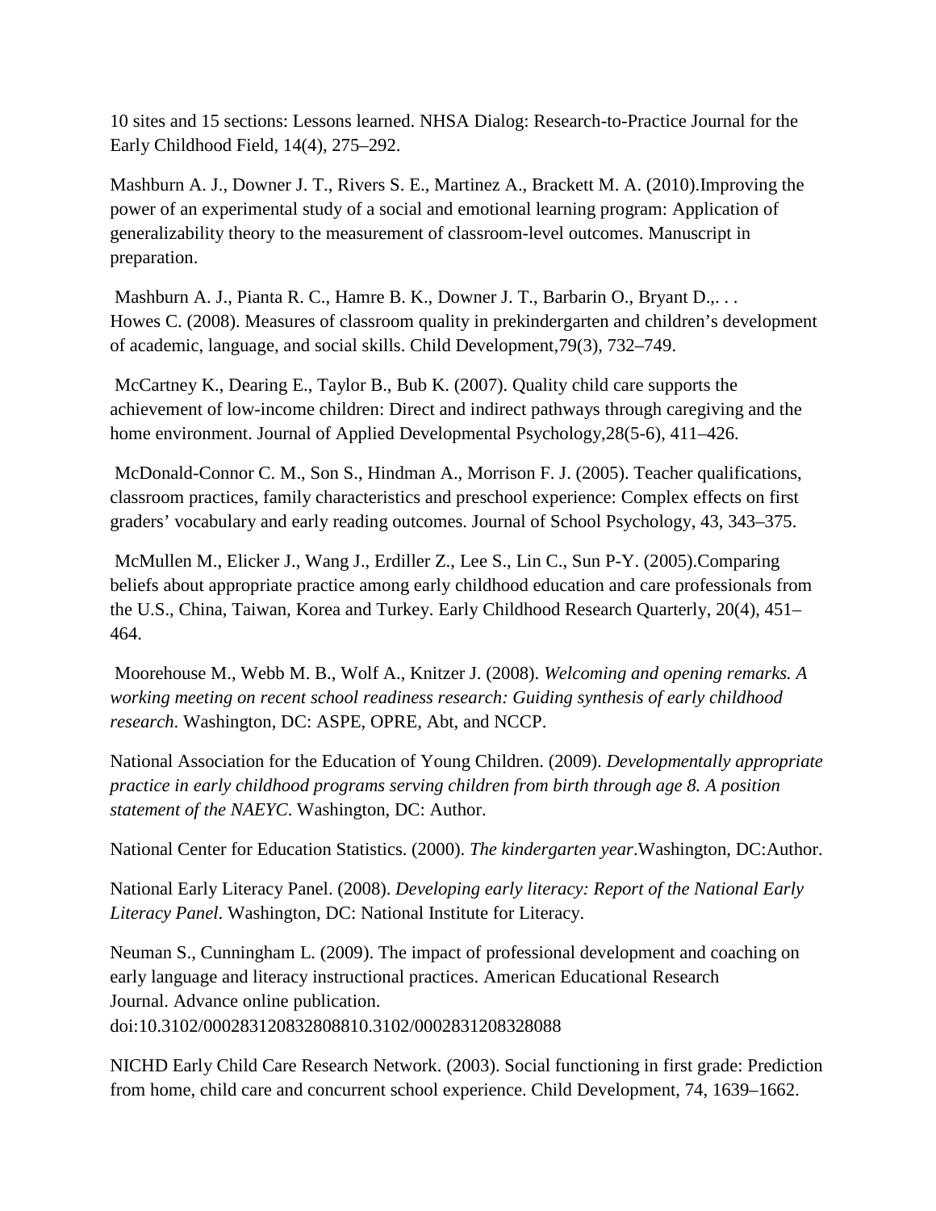10 sites and 15 sections: Lessons learned. NHSA Dialog: Research-to-Practice Journal for the Early Childhood Field, 14(4), 275–292.

Mashburn A. J., Downer J. T., Rivers S. E., Martinez A., Brackett M. A. (2010).Improving the power of an experimental study of a social and emotional learning program: Application of generalizability theory to the measurement of classroom-level outcomes. Manuscript in preparation.

Mashburn A. J., Pianta R. C., Hamre B. K., Downer J. T., Barbarin O., Bryant D.,. . . Howes C. (2008). Measures of classroom quality in prekindergarten and children's development of academic, language, and social skills. Child Development,79(3), 732–749.

McCartney K., Dearing E., Taylor B., Bub K. (2007). Quality child care supports the achievement of low-income children: Direct and indirect pathways through caregiving and the home environment. Journal of Applied Developmental Psychology,28(5-6), 411–426.

McDonald-Connor C. M., Son S., Hindman A., Morrison F. J. (2005). Teacher qualifications, classroom practices, family characteristics and preschool experience: Complex effects on first graders' vocabulary and early reading outcomes. Journal of School Psychology, 43, 343–375.

McMullen M., Elicker J., Wang J., Erdiller Z., Lee S., Lin C., Sun P-Y. (2005).Comparing beliefs about appropriate practice among early childhood education and care professionals from the U.S., China, Taiwan, Korea and Turkey. Early Childhood Research Quarterly, 20(4), 451–464.

Moorehouse M., Webb M. B., Wolf A., Knitzer J. (2008). *Welcoming and opening remarks. A working meeting on recent school readiness research: Guiding synthesis of early childhood research*. Washington, DC: ASPE, OPRE, Abt, and NCCP.

National Association for the Education of Young Children. (2009). *Developmentally appropriate practice in early childhood programs serving children from birth through age 8. A position statement of the NAEYC*. Washington, DC: Author.

National Center for Education Statistics. (2000). *The kindergarten year*.Washington, DC:Author.

National Early Literacy Panel. (2008). *Developing early literacy: Report of the National Early Literacy Panel*. Washington, DC: National Institute for Literacy.

Neuman S., Cunningham L. (2009). The impact of professional development and coaching on early language and literacy instructional practices. American Educational Research Journal. Advance online publication. doi:10.3102/000283120832808810.3102/0002831208328088

NICHD Early Child Care Research Network. (2003). Social functioning in first grade: Prediction from home, child care and concurrent school experience. Child Development, 74, 1639–1662.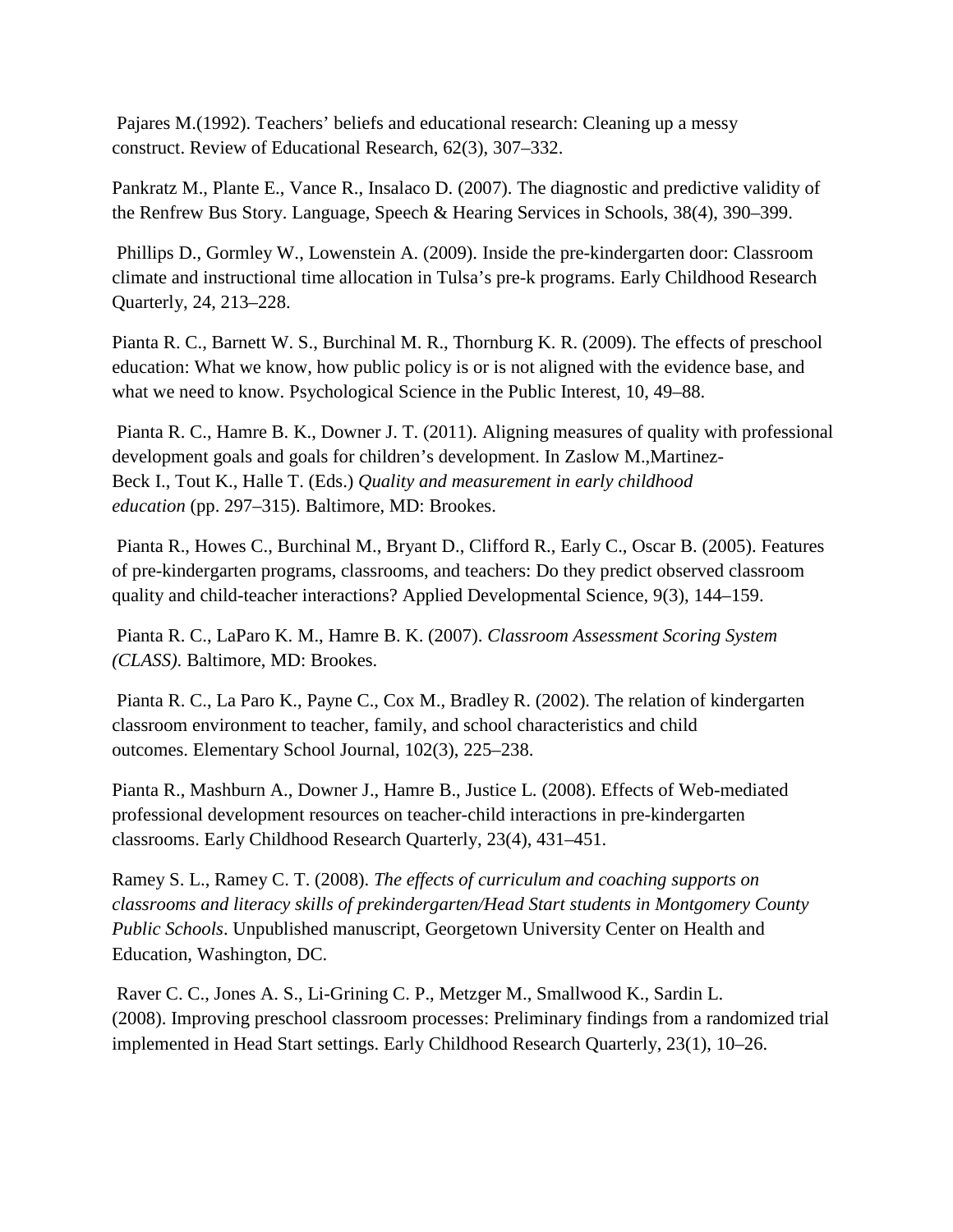Pajares M.(1992). Teachers' beliefs and educational research: Cleaning up a messy construct. Review of Educational Research, 62(3), 307–332.

Pankratz M., Plante E., Vance R., Insalaco D. (2007). The diagnostic and predictive validity of the Renfrew Bus Story. Language, Speech & Hearing Services in Schools, 38(4), 390–399.

Phillips D., Gormley W., Lowenstein A. (2009). Inside the pre-kindergarten door: Classroom climate and instructional time allocation in Tulsa's pre-k programs. Early Childhood Research Quarterly, 24, 213–228.

Pianta R. C., Barnett W. S., Burchinal M. R., Thornburg K. R. (2009). The effects of preschool education: What we know, how public policy is or is not aligned with the evidence base, and what we need to know. Psychological Science in the Public Interest, 10, 49–88.

Pianta R. C., Hamre B. K., Downer J. T. (2011). Aligning measures of quality with professional development goals and goals for children's development. In Zaslow M.,Martinez-Beck I., Tout K., Halle T. (Eds.) *Quality and measurement in early childhood education* (pp. 297–315). Baltimore, MD: Brookes.

Pianta R., Howes C., Burchinal M., Bryant D., Clifford R., Early C., Oscar B. (2005). Features of pre-kindergarten programs, classrooms, and teachers: Do they predict observed classroom quality and child-teacher interactions? Applied Developmental Science, 9(3), 144–159.

Pianta R. C., LaParo K. M., Hamre B. K. (2007). *Classroom Assessment Scoring System (CLASS)*. Baltimore, MD: Brookes.

Pianta R. C., La Paro K., Payne C., Cox M., Bradley R. (2002). The relation of kindergarten classroom environment to teacher, family, and school characteristics and child outcomes. Elementary School Journal, 102(3), 225–238.

Pianta R., Mashburn A., Downer J., Hamre B., Justice L. (2008). Effects of Web-mediated professional development resources on teacher-child interactions in pre-kindergarten classrooms. Early Childhood Research Quarterly, 23(4), 431–451.

Ramey S. L., Ramey C. T. (2008). *The effects of curriculum and coaching supports on classrooms and literacy skills of prekindergarten/Head Start students in Montgomery County Public Schools*. Unpublished manuscript, Georgetown University Center on Health and Education, Washington, DC.

Raver C. C., Jones A. S., Li-Grining C. P., Metzger M., Smallwood K., Sardin L. (2008). Improving preschool classroom processes: Preliminary findings from a randomized trial implemented in Head Start settings. Early Childhood Research Quarterly, 23(1), 10–26.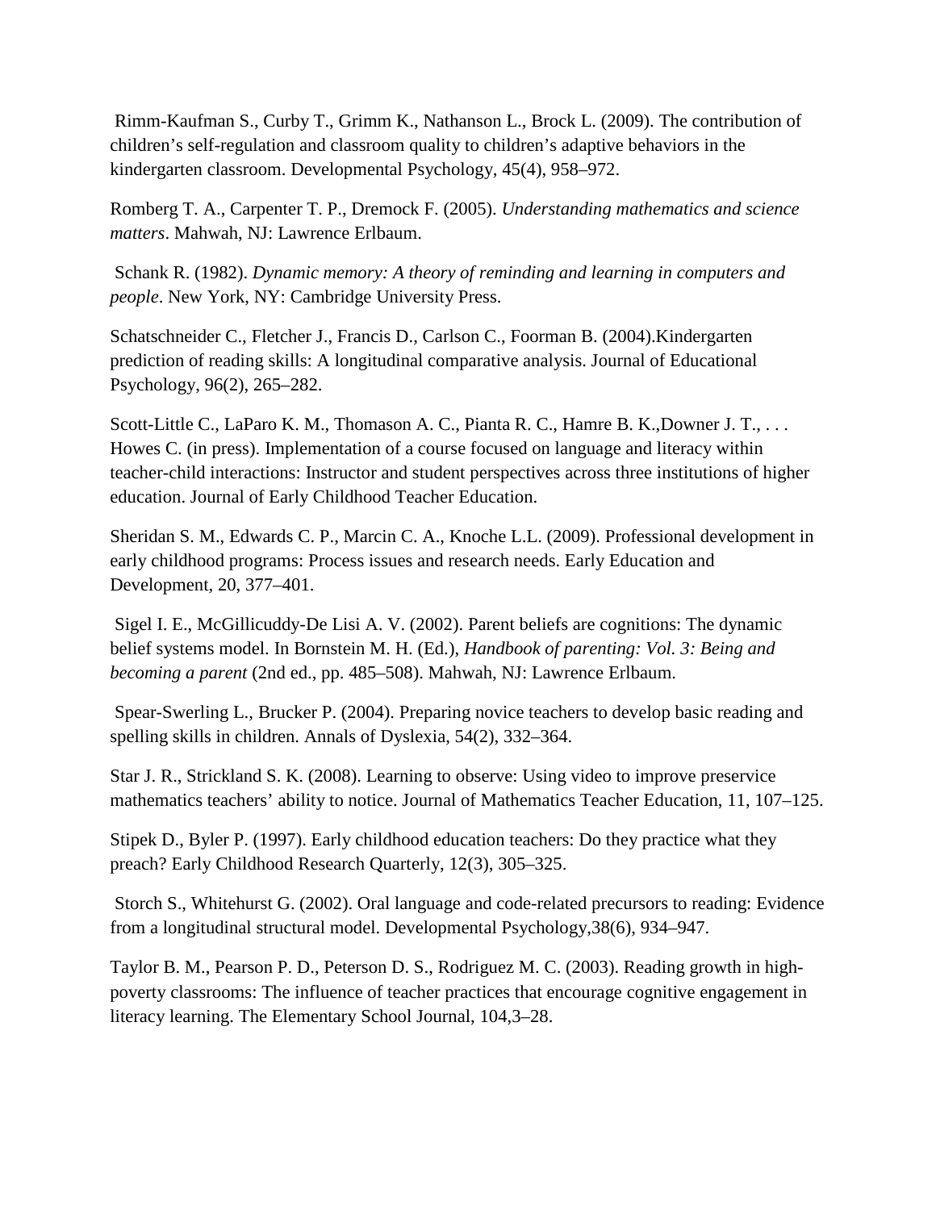Rimm-Kaufman S., Curby T., Grimm K., Nathanson L., Brock L. (2009). The contribution of children's self-regulation and classroom quality to children's adaptive behaviors in the kindergarten classroom. Developmental Psychology, 45(4), 958–972.

Romberg T. A., Carpenter T. P., Dremock F. (2005). *Understanding mathematics and science matters*. Mahwah, NJ: Lawrence Erlbaum.

Schank R. (1982). *Dynamic memory: A theory of reminding and learning in computers and people*. New York, NY: Cambridge University Press.

Schatschneider C., Fletcher J., Francis D., Carlson C., Foorman B. (2004).Kindergarten prediction of reading skills: A longitudinal comparative analysis. Journal of Educational Psychology, 96(2), 265–282.

Scott-Little C., LaParo K. M., Thomason A. C., Pianta R. C., Hamre B. K.,Downer J. T., . . . Howes C. (in press). Implementation of a course focused on language and literacy within teacher-child interactions: Instructor and student perspectives across three institutions of higher education. Journal of Early Childhood Teacher Education.

Sheridan S. M., Edwards C. P., Marcin C. A., Knoche L.L. (2009). Professional development in early childhood programs: Process issues and research needs. Early Education and Development, 20, 377–401.

Sigel I. E., McGillicuddy-De Lisi A. V. (2002). Parent beliefs are cognitions: The dynamic belief systems model. In Bornstein M. H. (Ed.), *Handbook of parenting: Vol. 3: Being and becoming a parent* (2nd ed., pp. 485–508). Mahwah, NJ: Lawrence Erlbaum.

Spear-Swerling L., Brucker P. (2004). Preparing novice teachers to develop basic reading and spelling skills in children. Annals of Dyslexia, 54(2), 332–364.

Star J. R., Strickland S. K. (2008). Learning to observe: Using video to improve preservice mathematics teachers' ability to notice. Journal of Mathematics Teacher Education, 11, 107–125.

Stipek D., Byler P. (1997). Early childhood education teachers: Do they practice what they preach? Early Childhood Research Quarterly, 12(3), 305–325.

Storch S., Whitehurst G. (2002). Oral language and code-related precursors to reading: Evidence from a longitudinal structural model. Developmental Psychology,38(6), 934–947.

Taylor B. M., Pearson P. D., Peterson D. S., Rodriguez M. C. (2003). Reading growth in high-poverty classrooms: The influence of teacher practices that encourage cognitive engagement in literacy learning. The Elementary School Journal, 104,3–28.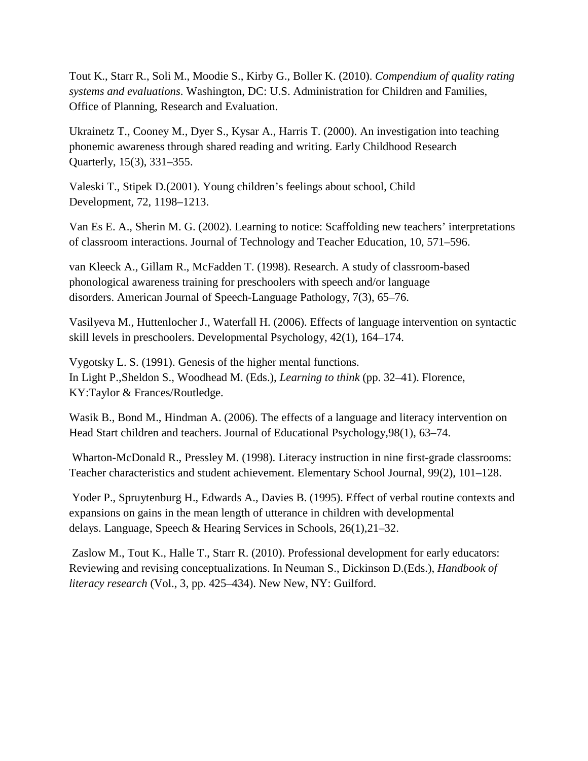Tout K., Starr R., Soli M., Moodie S., Kirby G., Boller K. (2010). *Compendium of quality rating systems and evaluations*. Washington, DC: U.S. Administration for Children and Families, Office of Planning, Research and Evaluation.

Ukrainetz T., Cooney M., Dyer S., Kysar A., Harris T. (2000). An investigation into teaching phonemic awareness through shared reading and writing. Early Childhood Research Quarterly, 15(3), 331–355.

Valeski T., Stipek D.(2001). Young children's feelings about school, Child Development, 72, 1198–1213.

Van Es E. A., Sherin M. G. (2002). Learning to notice: Scaffolding new teachers' interpretations of classroom interactions. Journal of Technology and Teacher Education, 10, 571–596.

van Kleeck A., Gillam R., McFadden T. (1998). Research. A study of classroom-based phonological awareness training for preschoolers with speech and/or language disorders. American Journal of Speech-Language Pathology, 7(3), 65–76.

Vasilyeva M., Huttenlocher J., Waterfall H. (2006). Effects of language intervention on syntactic skill levels in preschoolers. Developmental Psychology, 42(1), 164–174.

Vygotsky L. S. (1991). Genesis of the higher mental functions. In Light P.,Sheldon S., Woodhead M. (Eds.), *Learning to think* (pp. 32–41). Florence, KY:Taylor & Frances/Routledge.

Wasik B., Bond M., Hindman A. (2006). The effects of a language and literacy intervention on Head Start children and teachers. Journal of Educational Psychology,98(1), 63–74.

Wharton-McDonald R., Pressley M. (1998). Literacy instruction in nine first-grade classrooms: Teacher characteristics and student achievement. Elementary School Journal, 99(2), 101–128.

Yoder P., Spruytenburg H., Edwards A., Davies B. (1995). Effect of verbal routine contexts and expansions on gains in the mean length of utterance in children with developmental delays. Language, Speech & Hearing Services in Schools, 26(1),21–32.

Zaslow M., Tout K., Halle T., Starr R. (2010). Professional development for early educators: Reviewing and revising conceptualizations. In Neuman S., Dickinson D.(Eds.), *Handbook of literacy research* (Vol., 3, pp. 425–434). New New, NY: Guilford.